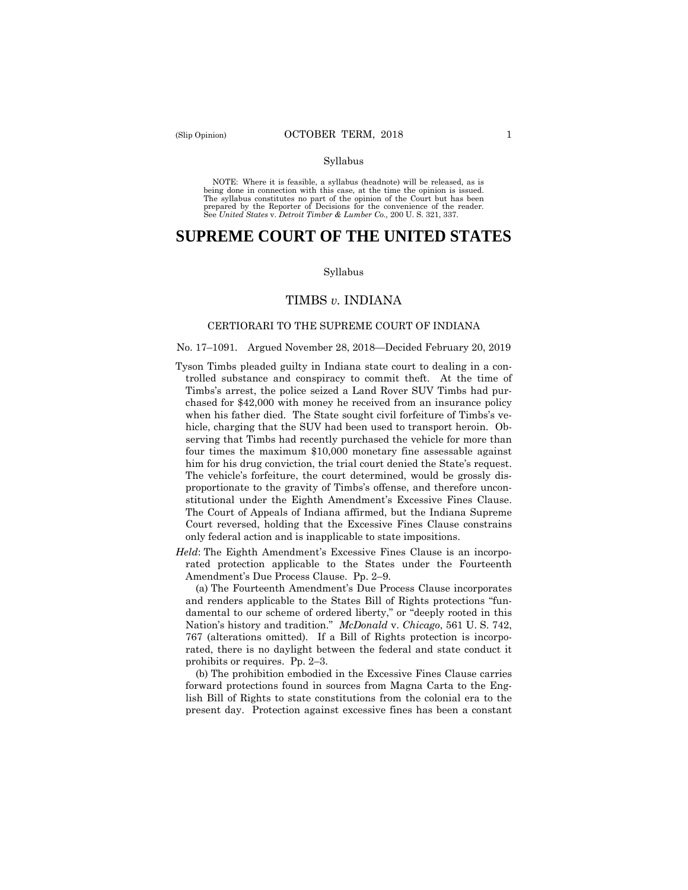Syllabus

NOTE: Where it is feasible, a syllabus (headnote) will be released, as is being done in connection with this case, at the time the opinion is issued. The syllabus constitutes no part of the opinion of the Court but has been prepared by the Reporter of Decisions for the convenience of the reader. See *United States* v. *Detroit Timber & Lumber Co.,* 200 U. S. 321, 337.

# SUPREME COURT OF THE UNITED STATES

Syllabus

## TIMBS *v.* INDIANA

### CERTIORARI TO THE SUPREME COURT OF INDIANA

No. 17–1091. Argued November 28, 2018—Decided February 20, 2019

Tyson Timbs pleaded guilty in Indiana state court to dealing in a controlled substance and conspiracy to commit theft. At the time of Timbs's arrest, the police seized a Land Rover SUV Timbs had purchased for $42,000 with money he received from an insurance policy when his father died. The State sought civil forfeiture of Timbs's vehicle, charging that the SUV had been used to transport heroin. Observing that Timbs had recently purchased the vehicle for more than four times the maximum $10,000 monetary fine assessable against him for his drug conviction, the trial court denied the State's request. The vehicle's forfeiture, the court determined, would be grossly disproportionate to the gravity of Timbs's offense, and therefore unconstitutional under the Eighth Amendment's Excessive Fines Clause. The Court of Appeals of Indiana affirmed, but the Indiana Supreme Court reversed, holding that the Excessive Fines Clause constrains only federal action and is inapplicable to state impositions.

*Held*: The Eighth Amendment's Excessive Fines Clause is an incorporated protection applicable to the States under the Fourteenth Amendment's Due Process Clause. Pp. 2–9.

(a) The Fourteenth Amendment's Due Process Clause incorporates and renders applicable to the States Bill of Rights protections "fundamental to our scheme of ordered liberty," or "deeply rooted in this Nation's history and tradition." *McDonald* v. *Chicago*, 561 U. S. 742, 767 (alterations omitted). If a Bill of Rights protection is incorporated, there is no daylight between the federal and state conduct it prohibits or requires. Pp. 2–3.

(b) The prohibition embodied in the Excessive Fines Clause carries forward protections found in sources from Magna Carta to the English Bill of Rights to state constitutions from the colonial era to the present day. Protection against excessive fines has been a constant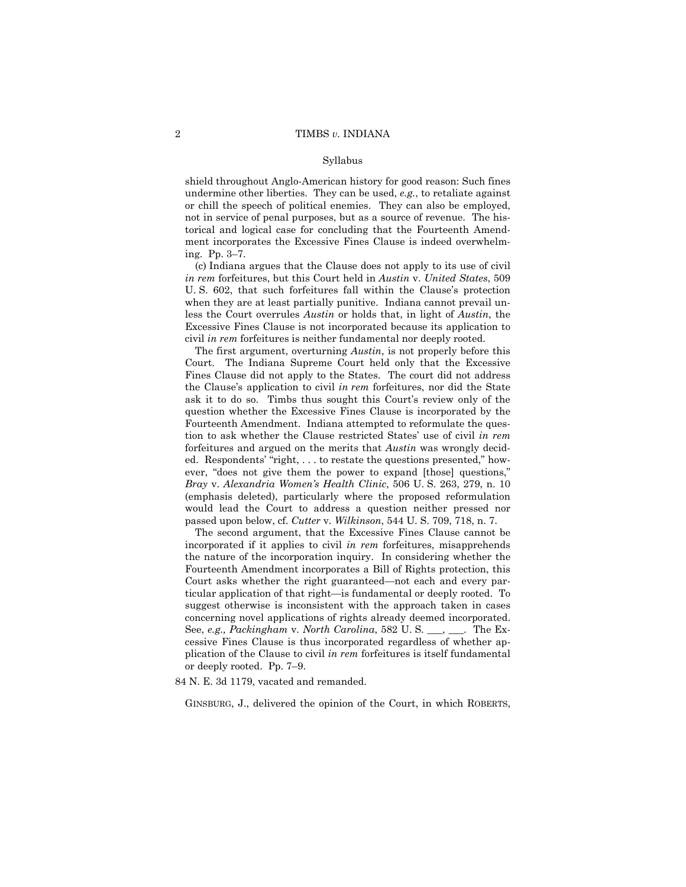Syllabus

shield throughout Anglo-American history for good reason: Such fines undermine other liberties. They can be used, *e.g.*, to retaliate against or chill the speech of political enemies. They can also be employed, not in service of penal purposes, but as a source of revenue. The historical and logical case for concluding that the Fourteenth Amendment incorporates the Excessive Fines Clause is indeed overwhelming. Pp. 3–7.

(c) Indiana argues that the Clause does not apply to its use of civil *in rem* forfeitures, but this Court held in *Austin* v. *United States*, 509 U. S. 602, that such forfeitures fall within the Clause's protection when they are at least partially punitive. Indiana cannot prevail unless the Court overrules *Austin* or holds that, in light of *Austin*, the Excessive Fines Clause is not incorporated because its application to civil *in rem* forfeitures is neither fundamental nor deeply rooted.

The first argument, overturning *Austin*, is not properly before this Court. The Indiana Supreme Court held only that the Excessive Fines Clause did not apply to the States. The court did not address the Clause's application to civil *in rem* forfeitures, nor did the State ask it to do so. Timbs thus sought this Court's review only of the question whether the Excessive Fines Clause is incorporated by the Fourteenth Amendment. Indiana attempted to reformulate the question to ask whether the Clause restricted States' use of civil *in rem* forfeitures and argued on the merits that *Austin* was wrongly decided. Respondents' "right, . . . to restate the questions presented," however, "does not give them the power to expand [those] questions," *Bray* v. *Alexandria Women's Health Clinic*, 506 U. S. 263, 279, n. 10 (emphasis deleted), particularly where the proposed reformulation would lead the Court to address a question neither pressed nor passed upon below, cf. *Cutter* v. *Wilkinson*, 544 U. S. 709, 718, n. 7.

The second argument, that the Excessive Fines Clause cannot be incorporated if it applies to civil *in rem* forfeitures, misapprehends the nature of the incorporation inquiry. In considering whether the Fourteenth Amendment incorporates a Bill of Rights protection, this Court asks whether the right guaranteed—not each and every particular application of that right—is fundamental or deeply rooted. To suggest otherwise is inconsistent with the approach taken in cases concerning novel applications of rights already deemed incorporated. See, *e.g., Packingham* v. *North Carolina*, 582 U. S. ___, ___. The Excessive Fines Clause is thus incorporated regardless of whether application of the Clause to civil *in rem* forfeitures is itself fundamental or deeply rooted. Pp. 7–9.

84 N. E. 3d 1179, vacated and remanded.

GINSBURG, J., delivered the opinion of the Court, in which ROBERTS,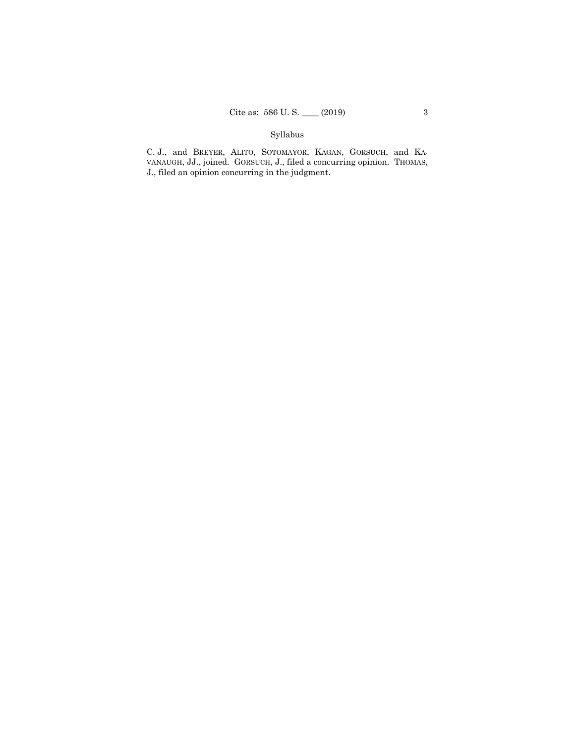C. J., and BREYER, ALITO, SOTOMAYOR, KAGAN, GORSUCH, and KAVANAUGH, JJ., joined. GORSUCH, J., filed a concurring opinion. THOMAS, J., filed an opinion concurring in the judgment.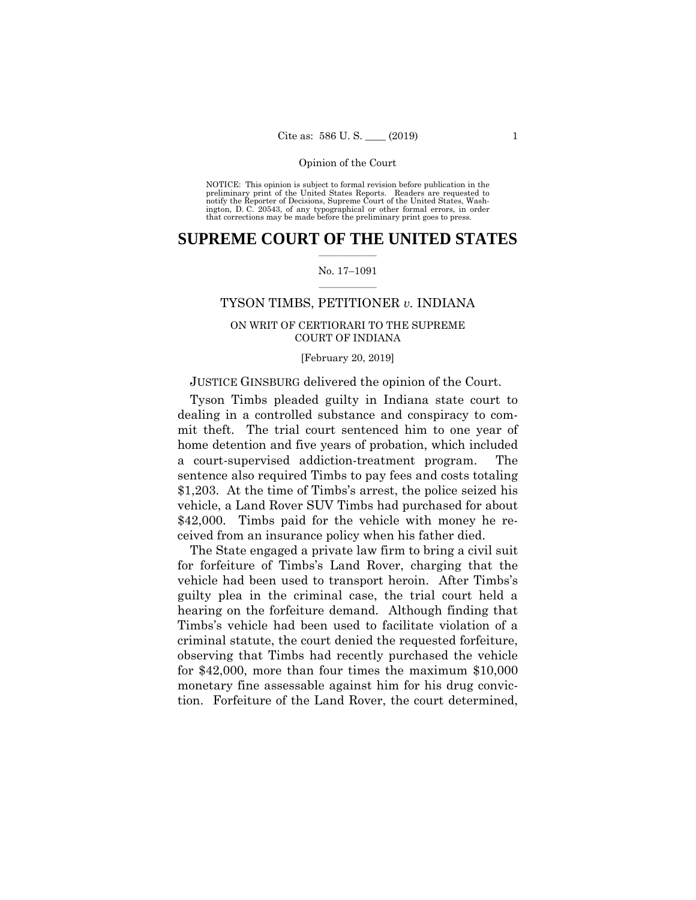Opinion of the Court

NOTICE: This opinion is subject to formal revision before publication in the preliminary print of the United States Reports. Readers are requested to notify the Reporter of Decisions, Supreme Court of the United States, Washington, D. C. 20543, of any typographical or other formal errors, in order that corrections may be made before the preliminary print goes to press.

# SUPREME COURT OF THE UNITED STATES

No. 17–1091

TYSON TIMBS, PETITIONER *v.* INDIANA

ON WRIT OF CERTIORARI TO THE SUPREME COURT OF INDIANA

[February 20, 2019]

JUSTICE GINSBURG delivered the opinion of the Court.

Tyson Timbs pleaded guilty in Indiana state court to dealing in a controlled substance and conspiracy to commit theft. The trial court sentenced him to one year of home detention and five years of probation, which included a court-supervised addiction-treatment program. The sentence also required Timbs to pay fees and costs totaling $1,203. At the time of Timbs's arrest, the police seized his vehicle, a Land Rover SUV Timbs had purchased for about $42,000. Timbs paid for the vehicle with money he received from an insurance policy when his father died.

The State engaged a private law firm to bring a civil suit for forfeiture of Timbs's Land Rover, charging that the vehicle had been used to transport heroin. After Timbs's guilty plea in the criminal case, the trial court held a hearing on the forfeiture demand. Although finding that Timbs's vehicle had been used to facilitate violation of a criminal statute, the court denied the requested forfeiture, observing that Timbs had recently purchased the vehicle for $42,000, more than four times the maximum $10,000 monetary fine assessable against him for his drug conviction. Forfeiture of the Land Rover, the court determined,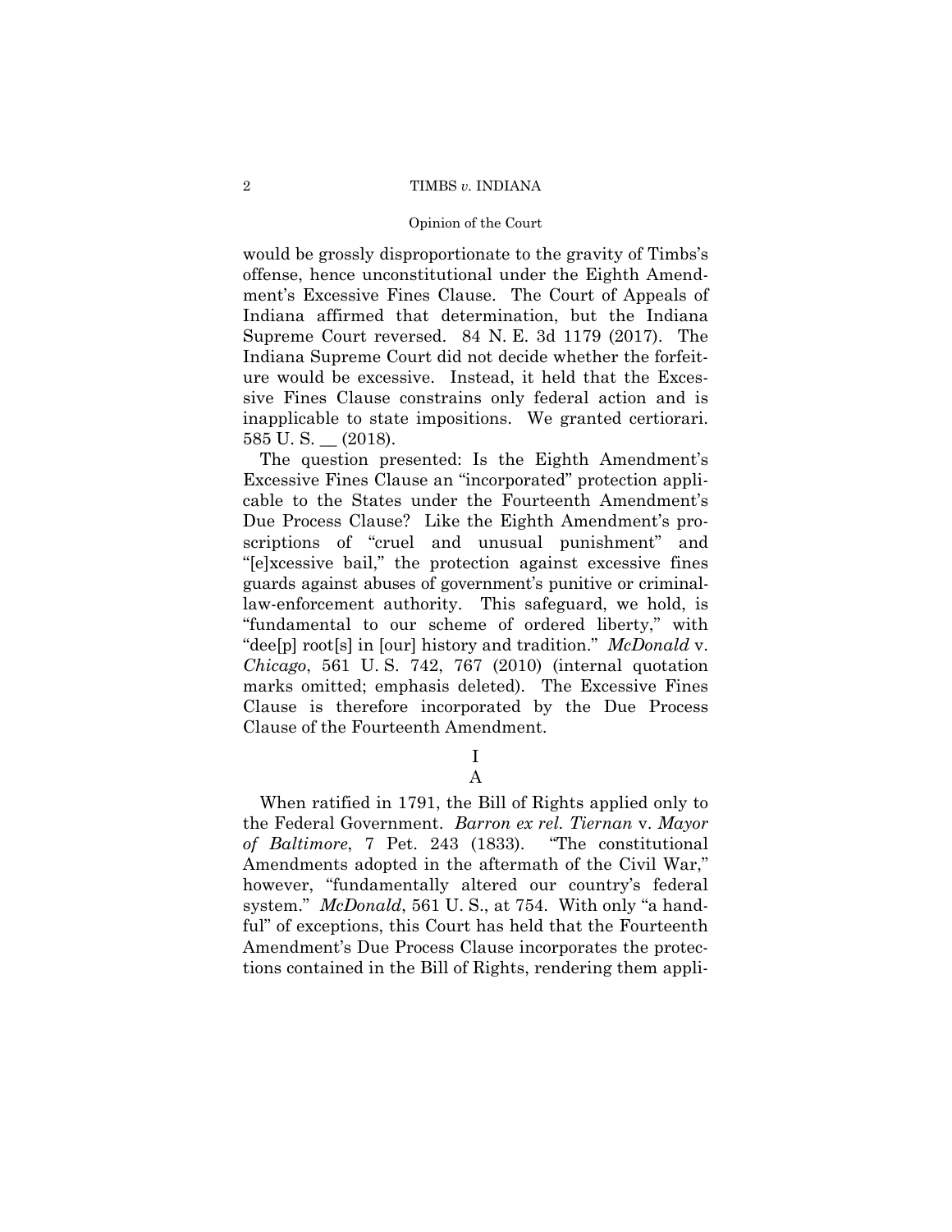would be grossly disproportionate to the gravity of Timbs's offense, hence unconstitutional under the Eighth Amendment's Excessive Fines Clause. The Court of Appeals of Indiana affirmed that determination, but the Indiana Supreme Court reversed. 84 N. E. 3d 1179 (2017). The Indiana Supreme Court did not decide whether the forfeiture would be excessive. Instead, it held that the Excessive Fines Clause constrains only federal action and is inapplicable to state impositions. We granted certiorari. 585 U. S. __ (2018).

The question presented: Is the Eighth Amendment's Excessive Fines Clause an "incorporated" protection applicable to the States under the Fourteenth Amendment's Due Process Clause? Like the Eighth Amendment's proscriptions of "cruel and unusual punishment" and "[e]xcessive bail," the protection against excessive fines guards against abuses of government's punitive or criminal-law-enforcement authority. This safeguard, we hold, is "fundamental to our scheme of ordered liberty," with "dee[p] root[s] in [our] history and tradition." *McDonald* v. *Chicago*, 561 U. S. 742, 767 (2010) (internal quotation marks omitted; emphasis deleted). The Excessive Fines Clause is therefore incorporated by the Due Process Clause of the Fourteenth Amendment.

## I

### A

When ratified in 1791, the Bill of Rights applied only to the Federal Government. *Barron ex rel. Tiernan* v. *Mayor of Baltimore*, 7 Pet. 243 (1833). "The constitutional Amendments adopted in the aftermath of the Civil War," however, "fundamentally altered our country's federal system." *McDonald*, 561 U. S., at 754. With only "a handful" of exceptions, this Court has held that the Fourteenth Amendment's Due Process Clause incorporates the protections contained in the Bill of Rights, rendering them appli-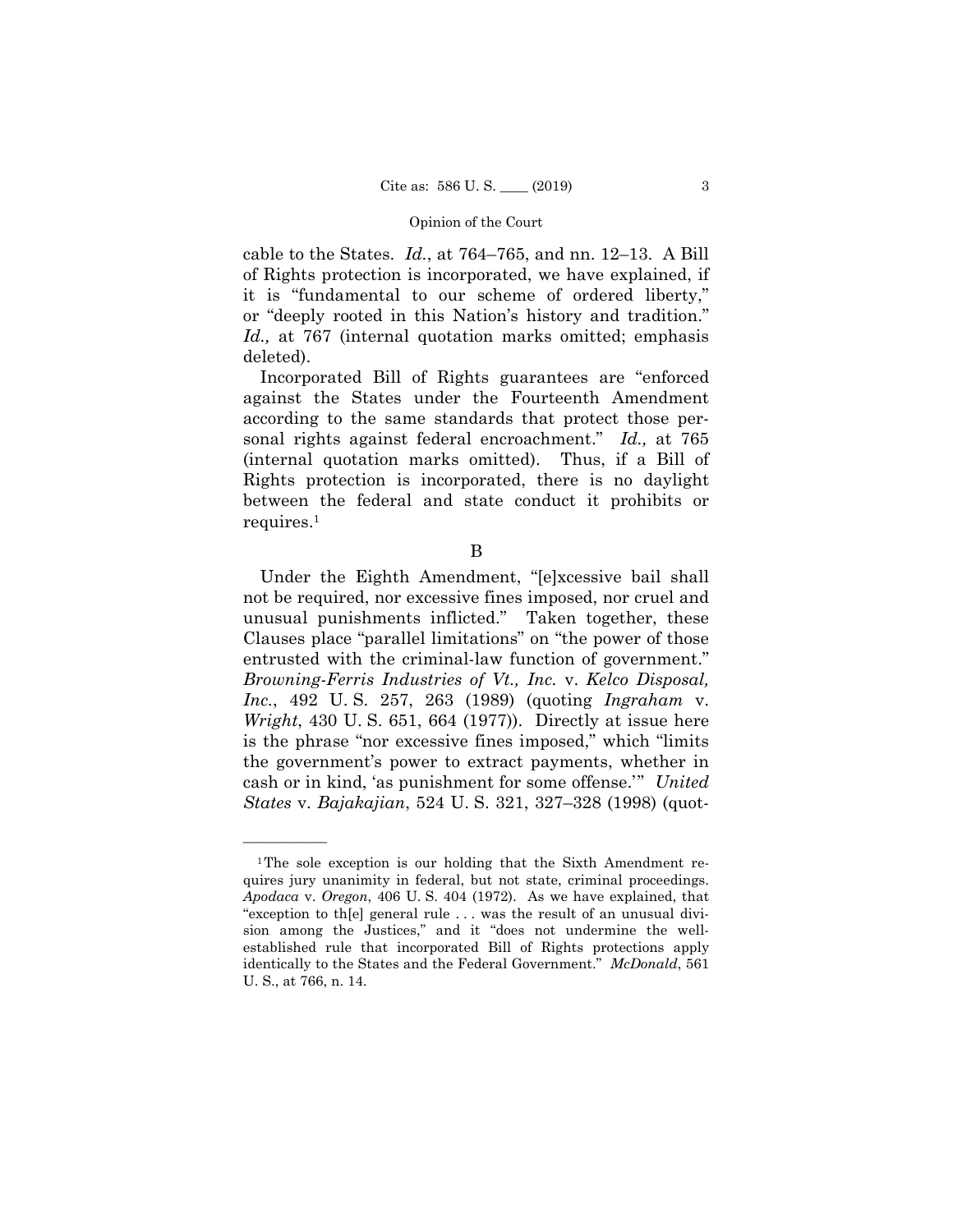cable to the States. *Id.*, at 764–765, and nn. 12–13. A Bill of Rights protection is incorporated, we have explained, if it is "fundamental to our scheme of ordered liberty," or "deeply rooted in this Nation's history and tradition." *Id.,* at 767 (internal quotation marks omitted; emphasis deleted).

Incorporated Bill of Rights guarantees are "enforced against the States under the Fourteenth Amendment according to the same standards that protect those personal rights against federal encroachment." *Id.,* at 765 (internal quotation marks omitted). Thus, if a Bill of Rights protection is incorporated, there is no daylight between the federal and state conduct it prohibits or requires.[1]

### B

Under the Eighth Amendment, "[e]xcessive bail shall not be required, nor excessive fines imposed, nor cruel and unusual punishments inflicted." Taken together, these Clauses place "parallel limitations" on "the power of those entrusted with the criminal-law function of government." *Browning-Ferris Industries of Vt., Inc.* v. *Kelco Disposal, Inc.*, 492 U. S. 257, 263 (1989) (quoting *Ingraham* v. *Wright*, 430 U. S. 651, 664 (1977)). Directly at issue here is the phrase "nor excessive fines imposed," which "limits the government's power to extract payments, whether in cash or in kind, 'as punishment for some offense.'" *United States* v. *Bajakajian*, 524 U. S. 321, 327–328 (1998) (quot-

---

[1] The sole exception is our holding that the Sixth Amendment requires jury unanimity in federal, but not state, criminal proceedings. *Apodaca* v. *Oregon*, 406 U. S. 404 (1972). As we have explained, that "exception to th[e] general rule . . . was the result of an unusual division among the Justices," and it "does not undermine the well-established rule that incorporated Bill of Rights protections apply identically to the States and the Federal Government." *McDonald*, 561 U. S., at 766, n. 14.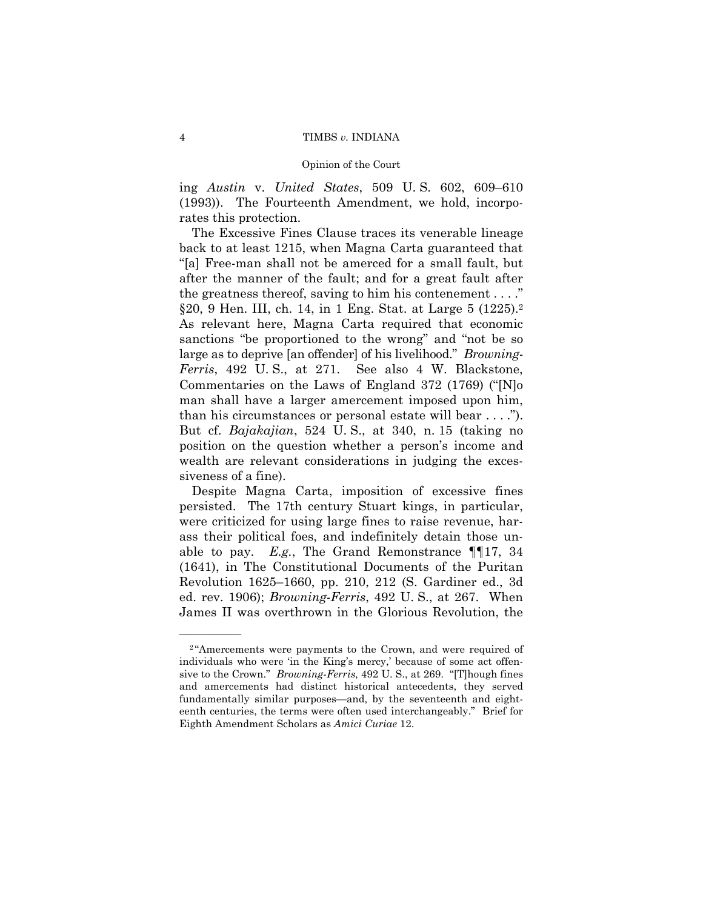ing *Austin* v. *United States*, 509 U. S. 602, 609–610 (1993)). The Fourteenth Amendment, we hold, incorporates this protection.

The Excessive Fines Clause traces its venerable lineage back to at least 1215, when Magna Carta guaranteed that "[a] Free-man shall not be amerced for a small fault, but after the manner of the fault; and for a great fault after the greatness thereof, saving to him his contenement . . . ." §20, 9 Hen. III, ch. 14, in 1 Eng. Stat. at Large 5 (1225).[2] As relevant here, Magna Carta required that economic sanctions "be proportioned to the wrong" and "not be so large as to deprive [an offender] of his livelihood." *Browning-Ferris*, 492 U. S., at 271. See also 4 W. Blackstone, Commentaries on the Laws of England 372 (1769) ("[N]o man shall have a larger amercement imposed upon him, than his circumstances or personal estate will bear . . . ."). But cf. *Bajakajian*, 524 U. S., at 340, n. 15 (taking no position on the question whether a person's income and wealth are relevant considerations in judging the excessiveness of a fine).

Despite Magna Carta, imposition of excessive fines persisted. The 17th century Stuart kings, in particular, were criticized for using large fines to raise revenue, harass their political foes, and indefinitely detain those unable to pay. *E.g.*, The Grand Remonstrance ¶¶17, 34 (1641), in The Constitutional Documents of the Puritan Revolution 1625–1660, pp. 210, 212 (S. Gardiner ed., 3d ed. rev. 1906); *Browning-Ferris*, 492 U. S., at 267. When James II was overthrown in the Glorious Revolution, the

---

[2] "Amercements were payments to the Crown, and were required of individuals who were 'in the King's mercy,' because of some act offensive to the Crown." *Browning-Ferris*, 492 U. S., at 269. "[T]hough fines and amercements had distinct historical antecedents, they served fundamentally similar purposes—and, by the seventeenth and eighteenth centuries, the terms were often used interchangeably." Brief for Eighth Amendment Scholars as *Amici Curiae* 12.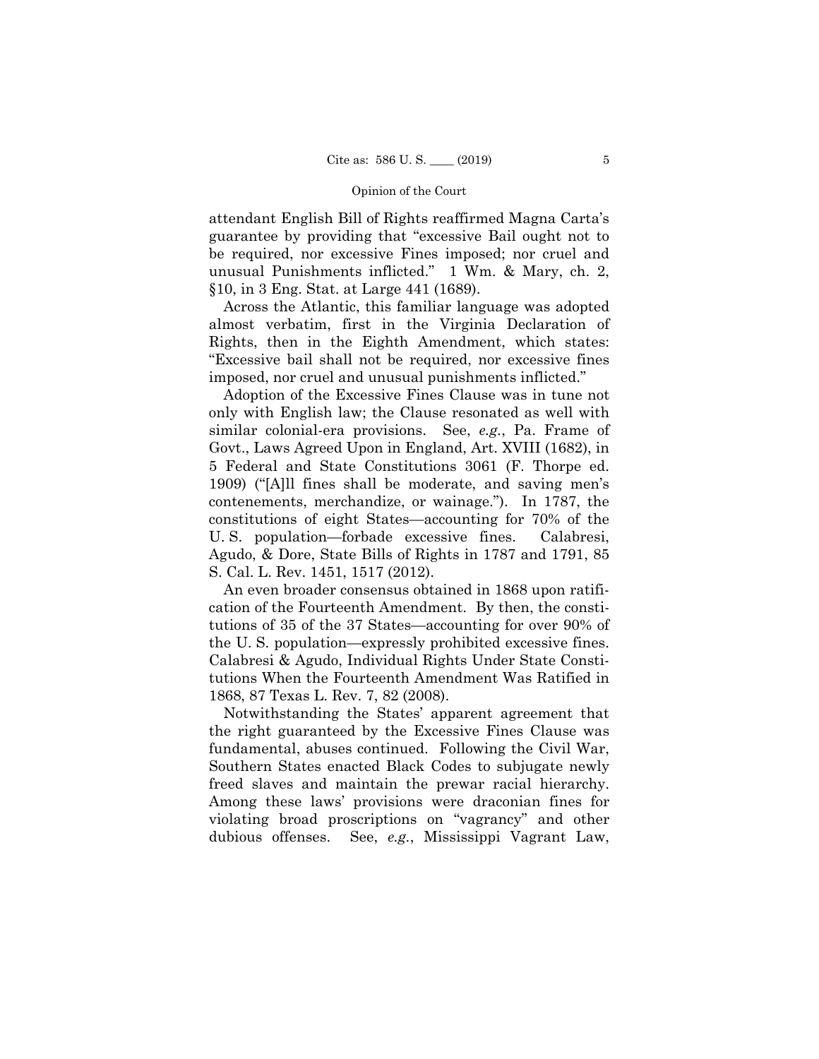attendant English Bill of Rights reaffirmed Magna Carta's guarantee by providing that "excessive Bail ought not to be required, nor excessive Fines imposed; nor cruel and unusual Punishments inflicted." 1 Wm. & Mary, ch. 2, §10, in 3 Eng. Stat. at Large 441 (1689).

Across the Atlantic, this familiar language was adopted almost verbatim, first in the Virginia Declaration of Rights, then in the Eighth Amendment, which states: "Excessive bail shall not be required, nor excessive fines imposed, nor cruel and unusual punishments inflicted."

Adoption of the Excessive Fines Clause was in tune not only with English law; the Clause resonated as well with similar colonial-era provisions. See, *e.g.*, Pa. Frame of Govt., Laws Agreed Upon in England, Art. XVIII (1682), in 5 Federal and State Constitutions 3061 (F. Thorpe ed. 1909) ("[A]ll fines shall be moderate, and saving men's contenements, merchandize, or wainage."). In 1787, the constitutions of eight States—accounting for 70% of the U. S. population—forbade excessive fines. Calabresi, Agudo, & Dore, State Bills of Rights in 1787 and 1791, 85 S. Cal. L. Rev. 1451, 1517 (2012).

An even broader consensus obtained in 1868 upon ratification of the Fourteenth Amendment. By then, the constitutions of 35 of the 37 States—accounting for over 90% of the U. S. population—expressly prohibited excessive fines. Calabresi & Agudo, Individual Rights Under State Constitutions When the Fourteenth Amendment Was Ratified in 1868, 87 Texas L. Rev. 7, 82 (2008).

Notwithstanding the States' apparent agreement that the right guaranteed by the Excessive Fines Clause was fundamental, abuses continued. Following the Civil War, Southern States enacted Black Codes to subjugate newly freed slaves and maintain the prewar racial hierarchy. Among these laws' provisions were draconian fines for violating broad proscriptions on "vagrancy" and other dubious offenses. See, *e.g.*, Mississippi Vagrant Law,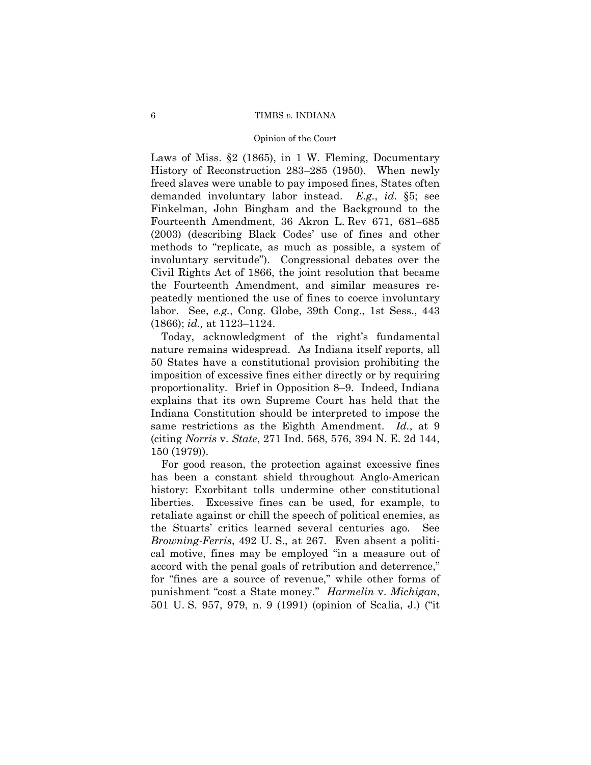Laws of Miss. §2 (1865), in 1 W. Fleming, Documentary History of Reconstruction 283–285 (1950). When newly freed slaves were unable to pay imposed fines, States often demanded involuntary labor instead. *E.g.*, *id.* §5; see Finkelman, John Bingham and the Background to the Fourteenth Amendment, 36 Akron L. Rev 671, 681–685 (2003) (describing Black Codes' use of fines and other methods to "replicate, as much as possible, a system of involuntary servitude"). Congressional debates over the Civil Rights Act of 1866, the joint resolution that became the Fourteenth Amendment, and similar measures repeatedly mentioned the use of fines to coerce involuntary labor. See, *e.g.*, Cong. Globe, 39th Cong., 1st Sess., 443 (1866); *id.,* at 1123–1124.

Today, acknowledgment of the right's fundamental nature remains widespread. As Indiana itself reports, all 50 States have a constitutional provision prohibiting the imposition of excessive fines either directly or by requiring proportionality. Brief in Opposition 8–9. Indeed, Indiana explains that its own Supreme Court has held that the Indiana Constitution should be interpreted to impose the same restrictions as the Eighth Amendment. *Id.*, at 9 (citing *Norris* v. *State*, 271 Ind. 568, 576, 394 N. E. 2d 144, 150 (1979)).

For good reason, the protection against excessive fines has been a constant shield throughout Anglo-American history: Exorbitant tolls undermine other constitutional liberties. Excessive fines can be used, for example, to retaliate against or chill the speech of political enemies, as the Stuarts' critics learned several centuries ago. See *Browning-Ferris*, 492 U. S., at 267. Even absent a political motive, fines may be employed "in a measure out of accord with the penal goals of retribution and deterrence," for "fines are a source of revenue," while other forms of punishment "cost a State money." *Harmelin* v. *Michigan*, 501 U. S. 957, 979, n. 9 (1991) (opinion of Scalia, J.) ("it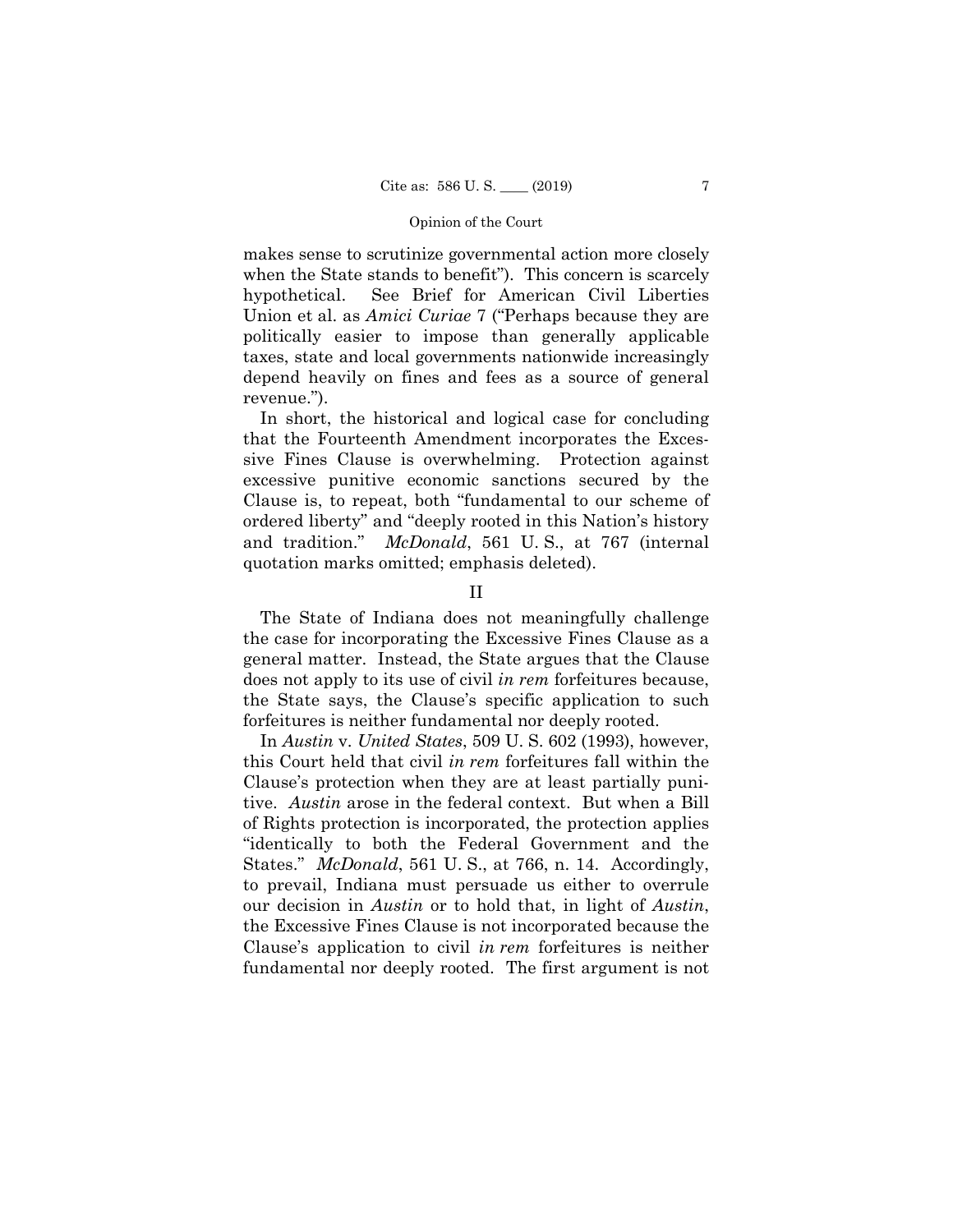makes sense to scrutinize governmental action more closely when the State stands to benefit"). This concern is scarcely hypothetical. See Brief for American Civil Liberties Union et al. as *Amici Curiae* 7 ("Perhaps because they are politically easier to impose than generally applicable taxes, state and local governments nationwide increasingly depend heavily on fines and fees as a source of general revenue.").

In short, the historical and logical case for concluding that the Fourteenth Amendment incorporates the Excessive Fines Clause is overwhelming. Protection against excessive punitive economic sanctions secured by the Clause is, to repeat, both "fundamental to our scheme of ordered liberty" and "deeply rooted in this Nation's history and tradition." *McDonald*, 561 U. S., at 767 (internal quotation marks omitted; emphasis deleted).

## II

The State of Indiana does not meaningfully challenge the case for incorporating the Excessive Fines Clause as a general matter. Instead, the State argues that the Clause does not apply to its use of civil *in rem* forfeitures because, the State says, the Clause's specific application to such forfeitures is neither fundamental nor deeply rooted.

In *Austin* v. *United States*, 509 U. S. 602 (1993), however, this Court held that civil *in rem* forfeitures fall within the Clause's protection when they are at least partially punitive. *Austin* arose in the federal context. But when a Bill of Rights protection is incorporated, the protection applies "identically to both the Federal Government and the States." *McDonald*, 561 U. S., at 766, n. 14. Accordingly, to prevail, Indiana must persuade us either to overrule our decision in *Austin* or to hold that, in light of *Austin*, the Excessive Fines Clause is not incorporated because the Clause's application to civil *in rem* forfeitures is neither fundamental nor deeply rooted. The first argument is not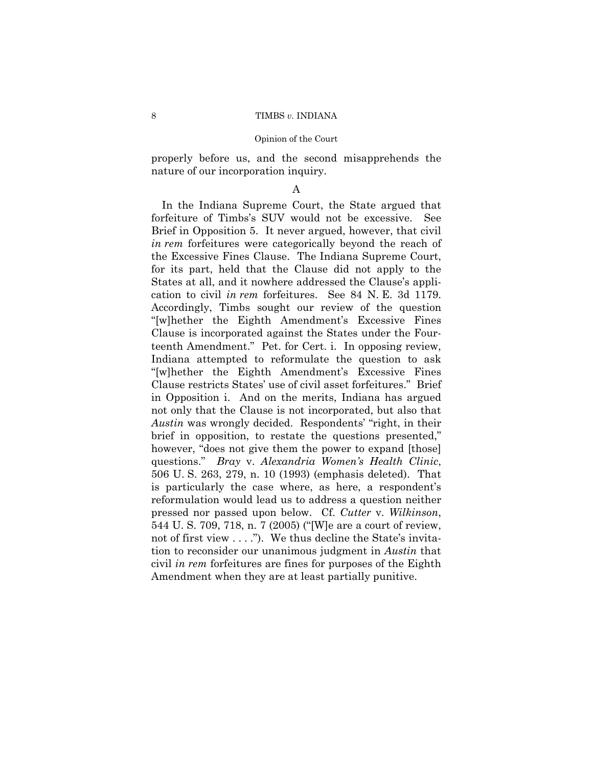properly before us, and the second misapprehends the nature of our incorporation inquiry.

## A

In the Indiana Supreme Court, the State argued that forfeiture of Timbs's SUV would not be excessive. See Brief in Opposition 5. It never argued, however, that civil *in rem* forfeitures were categorically beyond the reach of the Excessive Fines Clause. The Indiana Supreme Court, for its part, held that the Clause did not apply to the States at all, and it nowhere addressed the Clause's application to civil *in rem* forfeitures. See 84 N. E. 3d 1179. Accordingly, Timbs sought our review of the question "[w]hether the Eighth Amendment's Excessive Fines Clause is incorporated against the States under the Fourteenth Amendment." Pet. for Cert. i. In opposing review, Indiana attempted to reformulate the question to ask "[w]hether the Eighth Amendment's Excessive Fines Clause restricts States' use of civil asset forfeitures." Brief in Opposition i. And on the merits, Indiana has argued not only that the Clause is not incorporated, but also that *Austin* was wrongly decided. Respondents' "right, in their brief in opposition, to restate the questions presented," however, "does not give them the power to expand [those] questions." *Bray* v. *Alexandria Women's Health Clinic*, 506 U. S. 263, 279, n. 10 (1993) (emphasis deleted). That is particularly the case where, as here, a respondent's reformulation would lead us to address a question neither pressed nor passed upon below. Cf. *Cutter* v. *Wilkinson*, 544 U. S. 709, 718, n. 7 (2005) ("[W]e are a court of review, not of first view . . . ."). We thus decline the State's invitation to reconsider our unanimous judgment in *Austin* that civil *in rem* forfeitures are fines for purposes of the Eighth Amendment when they are at least partially punitive.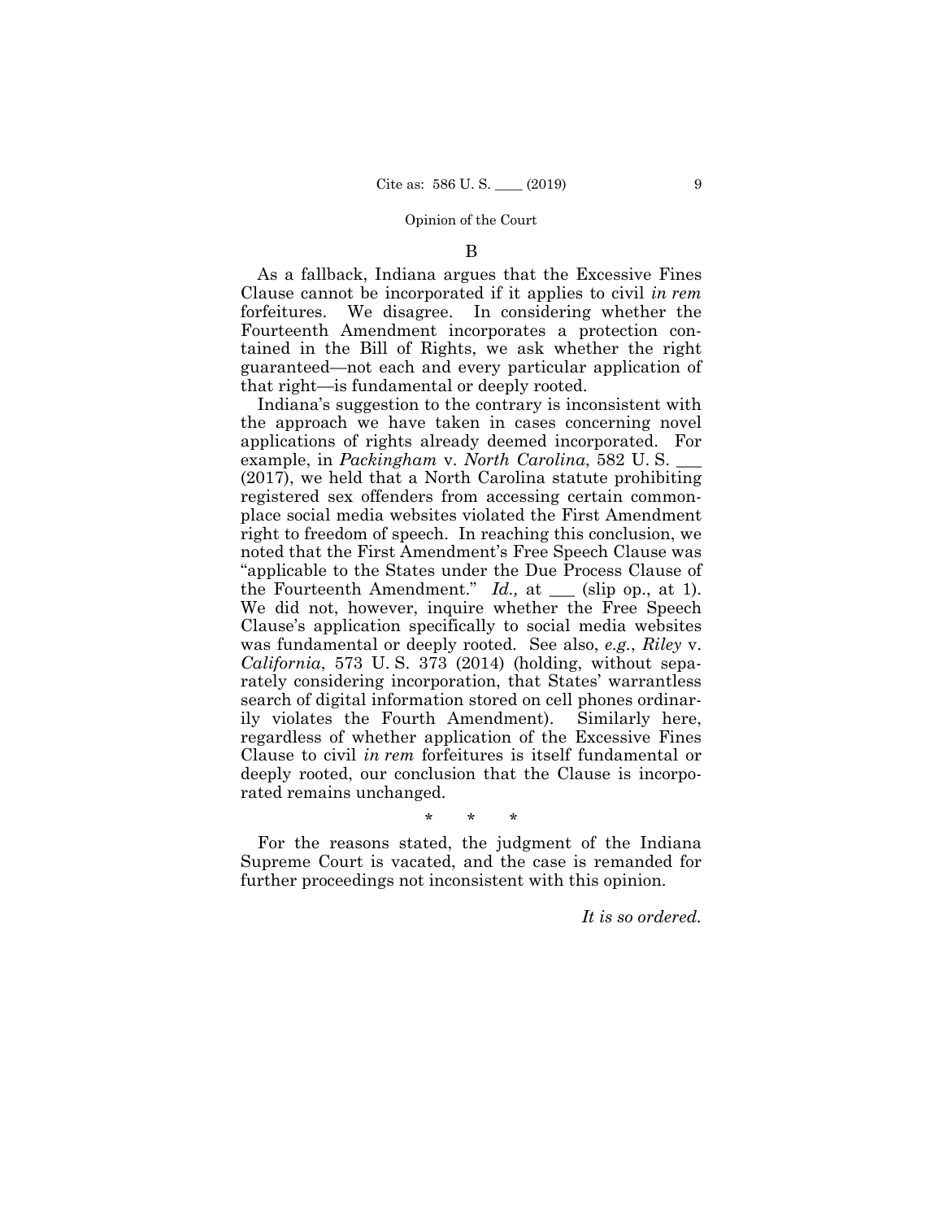## B

As a fallback, Indiana argues that the Excessive Fines Clause cannot be incorporated if it applies to civil *in rem* forfeitures. We disagree. In considering whether the Fourteenth Amendment incorporates a protection contained in the Bill of Rights, we ask whether the right guaranteed—not each and every particular application of that right—is fundamental or deeply rooted.

Indiana's suggestion to the contrary is inconsistent with the approach we have taken in cases concerning novel applications of rights already deemed incorporated. For example, in *Packingham* v. *North Carolina*, 582 U. S. ___ (2017), we held that a North Carolina statute prohibiting registered sex offenders from accessing certain commonplace social media websites violated the First Amendment right to freedom of speech. In reaching this conclusion, we noted that the First Amendment's Free Speech Clause was "applicable to the States under the Due Process Clause of the Fourteenth Amendment." *Id.,* at ___ (slip op., at 1). We did not, however, inquire whether the Free Speech Clause's application specifically to social media websites was fundamental or deeply rooted. See also, *e.g.*, *Riley* v. *California*, 573 U. S. 373 (2014) (holding, without separately considering incorporation, that States' warrantless search of digital information stored on cell phones ordinarily violates the Fourth Amendment). Similarly here, regardless of whether application of the Excessive Fines Clause to civil *in rem* forfeitures is itself fundamental or deeply rooted, our conclusion that the Clause is incorporated remains unchanged.

\* \* \*

For the reasons stated, the judgment of the Indiana Supreme Court is vacated, and the case is remanded for further proceedings not inconsistent with this opinion.

*It is so ordered.*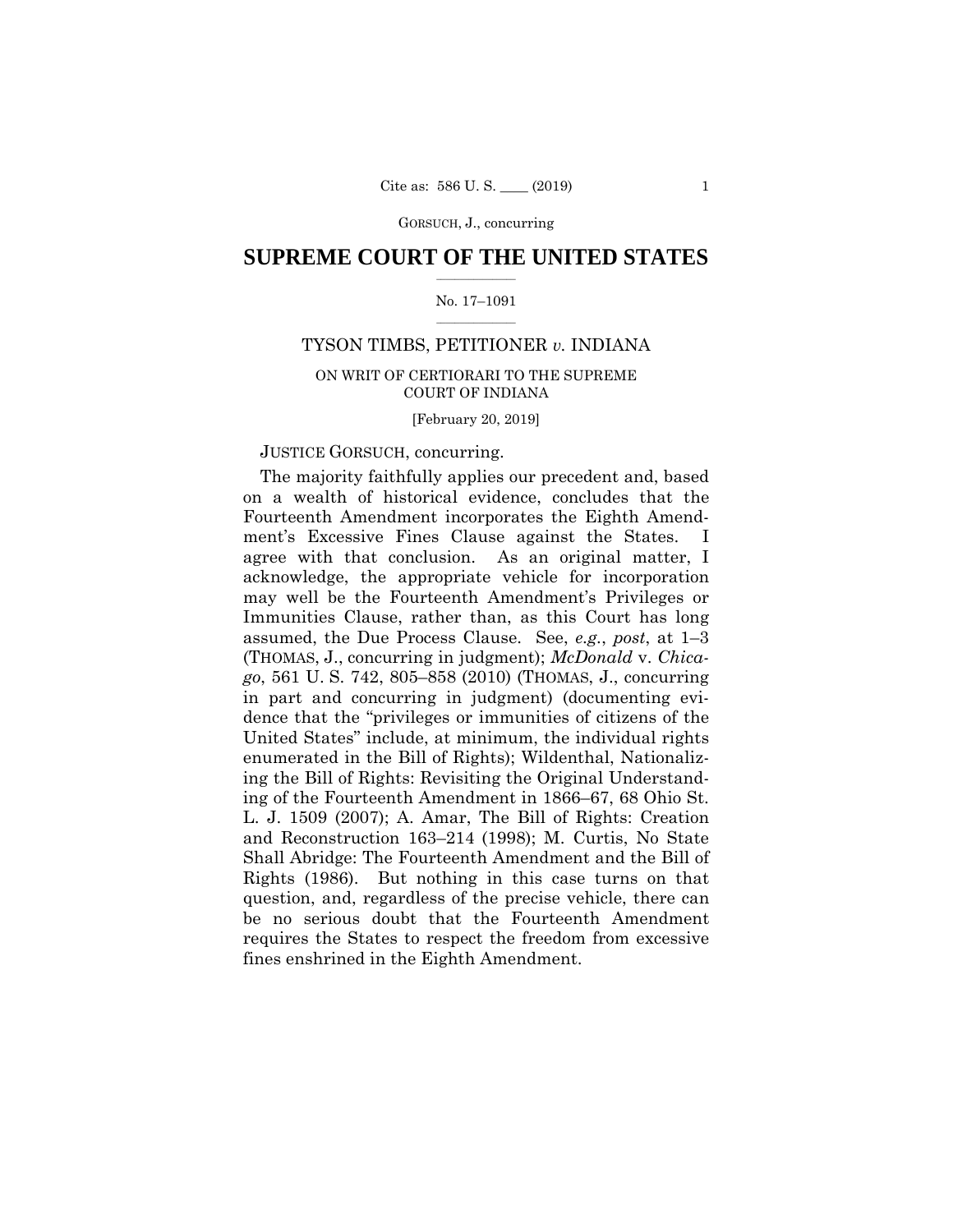# SUPREME COURT OF THE UNITED STATES

No. 17–1091

TYSON TIMBS, PETITIONER *v.* INDIANA

ON WRIT OF CERTIORARI TO THE SUPREME COURT OF INDIANA

[February 20, 2019]

JUSTICE GORSUCH, concurring.

The majority faithfully applies our precedent and, based on a wealth of historical evidence, concludes that the Fourteenth Amendment incorporates the Eighth Amendment's Excessive Fines Clause against the States. I agree with that conclusion. As an original matter, I acknowledge, the appropriate vehicle for incorporation may well be the Fourteenth Amendment's Privileges or Immunities Clause, rather than, as this Court has long assumed, the Due Process Clause. See, *e.g.*, *post*, at 1–3 (THOMAS, J., concurring in judgment); *McDonald* v. *Chicago*, 561 U. S. 742, 805–858 (2010) (THOMAS, J., concurring in part and concurring in judgment) (documenting evidence that the "privileges or immunities of citizens of the United States" include, at minimum, the individual rights enumerated in the Bill of Rights); Wildenthal, Nationalizing the Bill of Rights: Revisiting the Original Understanding of the Fourteenth Amendment in 1866–67, 68 Ohio St. L. J. 1509 (2007); A. Amar, The Bill of Rights: Creation and Reconstruction 163–214 (1998); M. Curtis, No State Shall Abridge: The Fourteenth Amendment and the Bill of Rights (1986). But nothing in this case turns on that question, and, regardless of the precise vehicle, there can be no serious doubt that the Fourteenth Amendment requires the States to respect the freedom from excessive fines enshrined in the Eighth Amendment.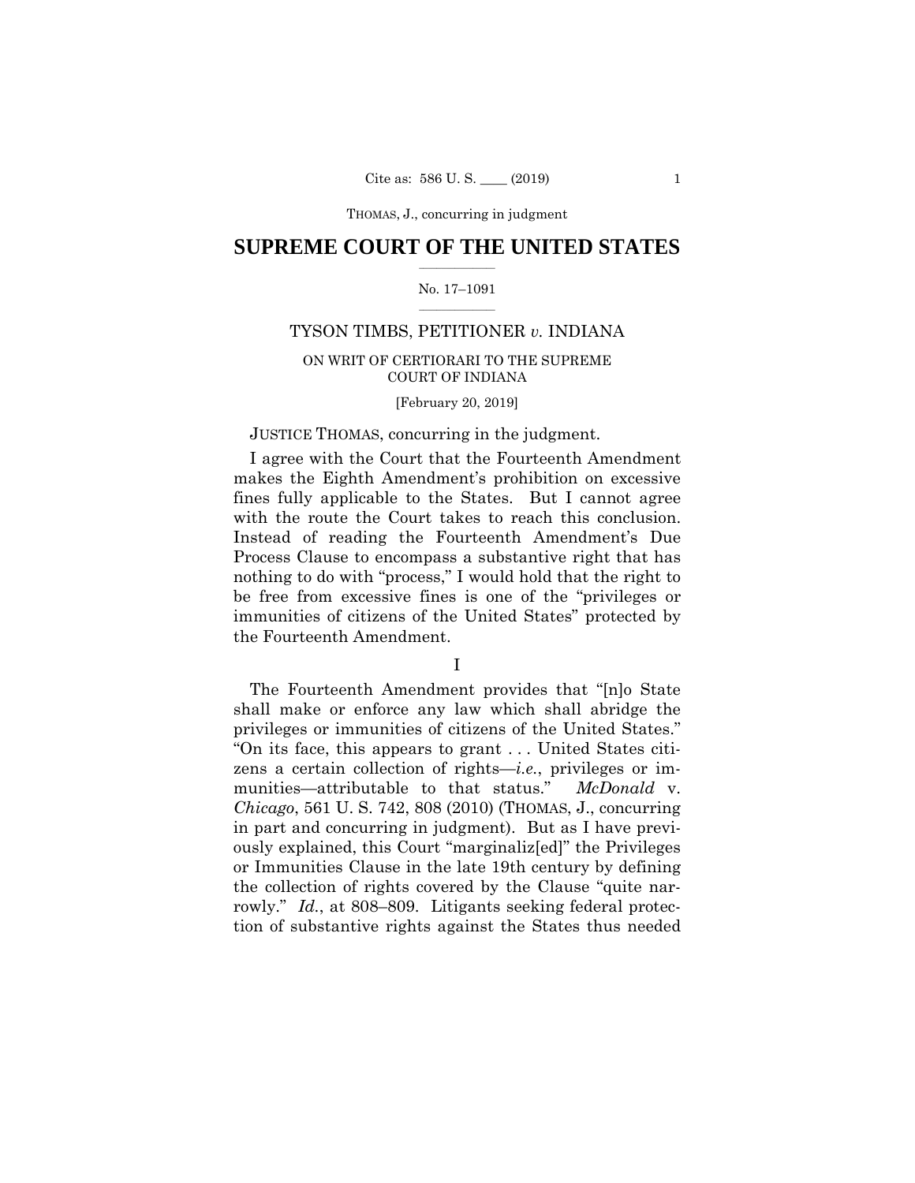# SUPREME COURT OF THE UNITED STATES

No. 17–1091

TYSON TIMBS, PETITIONER *v.* INDIANA

ON WRIT OF CERTIORARI TO THE SUPREME COURT OF INDIANA

[February 20, 2019]

JUSTICE THOMAS, concurring in the judgment.

I agree with the Court that the Fourteenth Amendment makes the Eighth Amendment's prohibition on excessive fines fully applicable to the States. But I cannot agree with the route the Court takes to reach this conclusion. Instead of reading the Fourteenth Amendment's Due Process Clause to encompass a substantive right that has nothing to do with "process," I would hold that the right to be free from excessive fines is one of the "privileges or immunities of citizens of the United States" protected by the Fourteenth Amendment.

## I

The Fourteenth Amendment provides that "[n]o State shall make or enforce any law which shall abridge the privileges or immunities of citizens of the United States." "On its face, this appears to grant . . . United States citizens a certain collection of rights—*i.e.*, privileges or immunities—attributable to that status." *McDonald* v. *Chicago*, 561 U. S. 742, 808 (2010) (THOMAS, J., concurring in part and concurring in judgment). But as I have previously explained, this Court "marginaliz[ed]" the Privileges or Immunities Clause in the late 19th century by defining the collection of rights covered by the Clause "quite narrowly." *Id.*, at 808–809. Litigants seeking federal protection of substantive rights against the States thus needed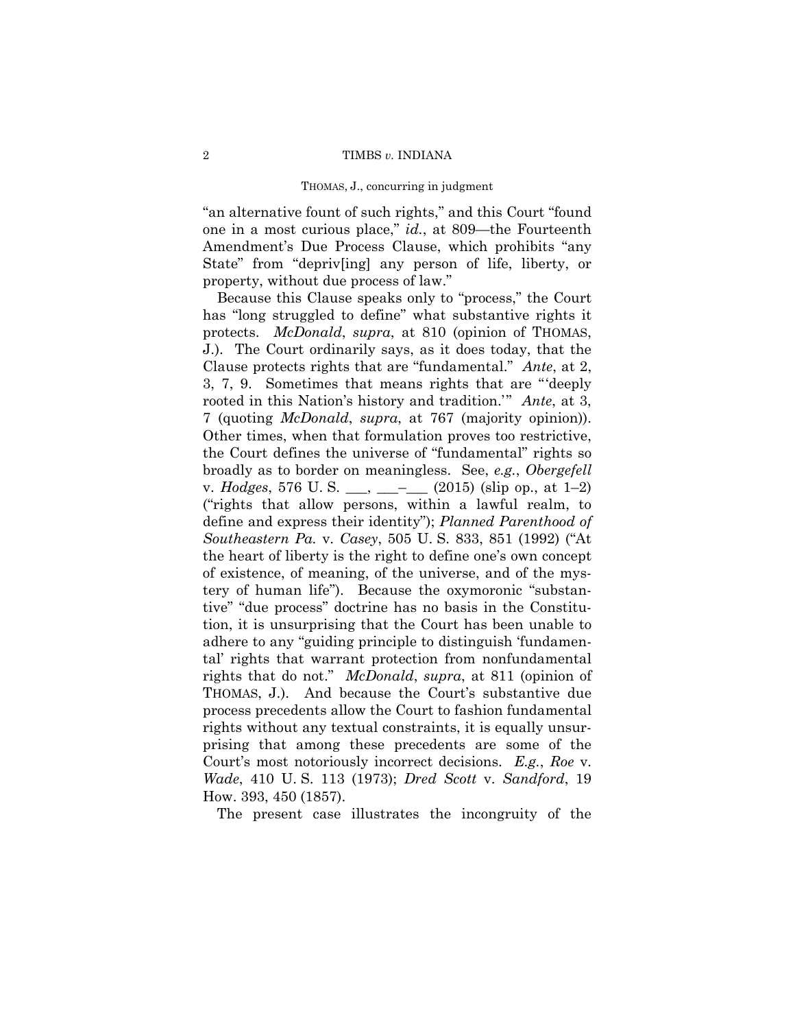"an alternative fount of such rights," and this Court "found one in a most curious place," *id.*, at 809—the Fourteenth Amendment's Due Process Clause, which prohibits "any State" from "depriv[ing] any person of life, liberty, or property, without due process of law."

Because this Clause speaks only to "process," the Court has "long struggled to define" what substantive rights it protects. *McDonald*, *supra*, at 810 (opinion of THOMAS, J.). The Court ordinarily says, as it does today, that the Clause protects rights that are "fundamental." *Ante*, at 2, 3, 7, 9. Sometimes that means rights that are "'deeply rooted in this Nation's history and tradition.'" *Ante*, at 3, 7 (quoting *McDonald*, *supra*, at 767 (majority opinion)). Other times, when that formulation proves too restrictive, the Court defines the universe of "fundamental" rights so broadly as to border on meaningless. See, *e.g.*, *Obergefell* v. *Hodges*, 576 U. S. ___, ___–___ (2015) (slip op., at 1–2) ("rights that allow persons, within a lawful realm, to define and express their identity"); *Planned Parenthood of Southeastern Pa.* v. *Casey*, 505 U. S. 833, 851 (1992) ("At the heart of liberty is the right to define one's own concept of existence, of meaning, of the universe, and of the mystery of human life"). Because the oxymoronic "substantive" "due process" doctrine has no basis in the Constitution, it is unsurprising that the Court has been unable to adhere to any "guiding principle to distinguish 'fundamental' rights that warrant protection from nonfundamental rights that do not." *McDonald*, *supra*, at 811 (opinion of THOMAS, J.). And because the Court's substantive due process precedents allow the Court to fashion fundamental rights without any textual constraints, it is equally unsurprising that among these precedents are some of the Court's most notoriously incorrect decisions. *E.g.*, *Roe* v. *Wade*, 410 U. S. 113 (1973); *Dred Scott* v. *Sandford*, 19 How. 393, 450 (1857).

The present case illustrates the incongruity of the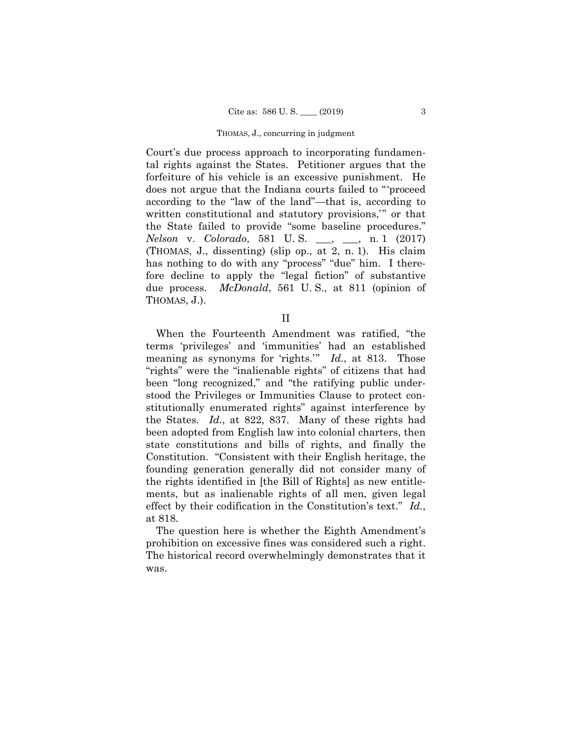Court's due process approach to incorporating fundamental rights against the States. Petitioner argues that the forfeiture of his vehicle is an excessive punishment. He does not argue that the Indiana courts failed to "'proceed according to the "law of the land"—that is, according to written constitutional and statutory provisions,'" or that the State failed to provide "some baseline procedures." *Nelson* v. *Colorado*, 581 U. S. \_\_\_, \_\_\_, n. 1 (2017) (THOMAS, J., dissenting) (slip op., at 2, n. 1). His claim has nothing to do with any "process" "due" him. I therefore decline to apply the "legal fiction" of substantive due process. *McDonald*, 561 U. S., at 811 (opinion of THOMAS, J.).

## II

When the Fourteenth Amendment was ratified, "the terms 'privileges' and 'immunities' had an established meaning as synonyms for 'rights.'" *Id.*, at 813. Those "rights" were the "inalienable rights" of citizens that had been "long recognized," and "the ratifying public understood the Privileges or Immunities Clause to protect constitutionally enumerated rights" against interference by the States. *Id.*, at 822, 837. Many of these rights had been adopted from English law into colonial charters, then state constitutions and bills of rights, and finally the Constitution. "Consistent with their English heritage, the founding generation generally did not consider many of the rights identified in [the Bill of Rights] as new entitlements, but as inalienable rights of all men, given legal effect by their codification in the Constitution's text." *Id.*, at 818.

The question here is whether the Eighth Amendment's prohibition on excessive fines was considered such a right. The historical record overwhelmingly demonstrates that it was.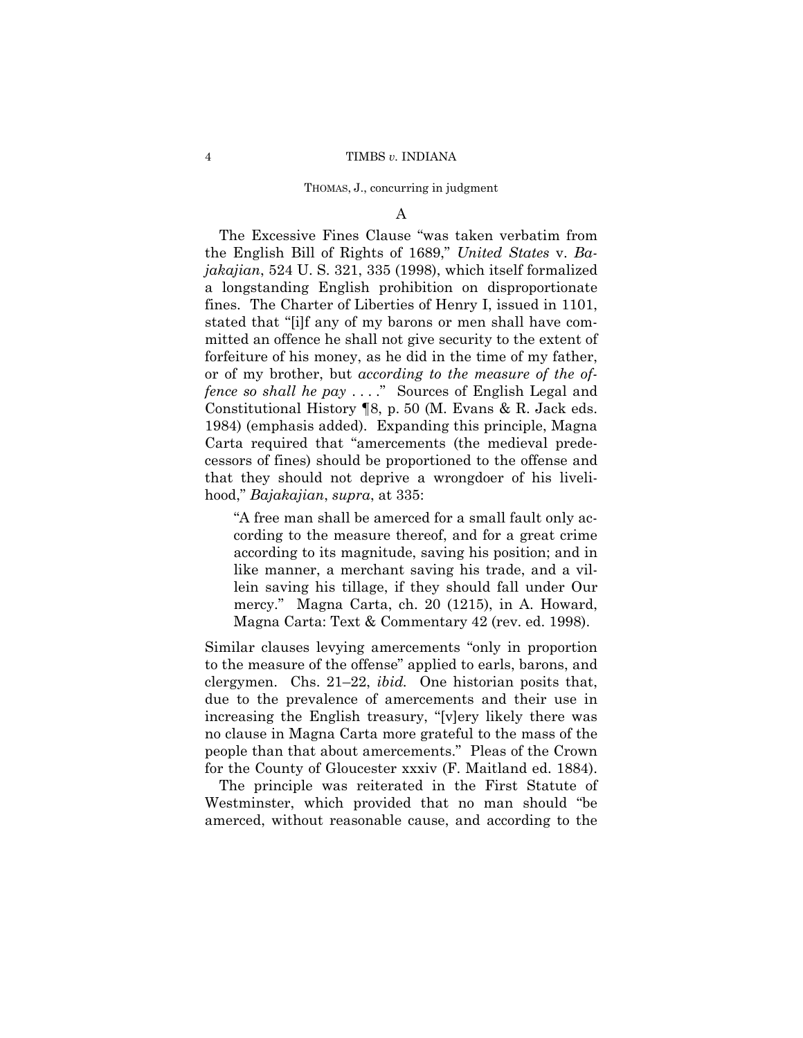### A

The Excessive Fines Clause "was taken verbatim from the English Bill of Rights of 1689," *United States* v. *Bajakajian*, 524 U. S. 321, 335 (1998), which itself formalized a longstanding English prohibition on disproportionate fines. The Charter of Liberties of Henry I, issued in 1101, stated that "[i]f any of my barons or men shall have committed an offence he shall not give security to the extent of forfeiture of his money, as he did in the time of my father, or of my brother, but *according to the measure of the offence so shall he pay* . . . ." Sources of English Legal and Constitutional History ¶8, p. 50 (M. Evans & R. Jack eds. 1984) (emphasis added). Expanding this principle, Magna Carta required that "amercements (the medieval predecessors of fines) should be proportioned to the offense and that they should not deprive a wrongdoer of his livelihood," *Bajakajian*, *supra*, at 335:

> "A free man shall be amerced for a small fault only according to the measure thereof, and for a great crime according to its magnitude, saving his position; and in like manner, a merchant saving his trade, and a villein saving his tillage, if they should fall under Our mercy." Magna Carta, ch. 20 (1215), in A. Howard, Magna Carta: Text & Commentary 42 (rev. ed. 1998).

Similar clauses levying amercements "only in proportion to the measure of the offense" applied to earls, barons, and clergymen. Chs. 21–22, *ibid.* One historian posits that, due to the prevalence of amercements and their use in increasing the English treasury, "[v]ery likely there was no clause in Magna Carta more grateful to the mass of the people than that about amercements." Pleas of the Crown for the County of Gloucester xxxiv (F. Maitland ed. 1884).

The principle was reiterated in the First Statute of Westminster, which provided that no man should "be amerced, without reasonable cause, and according to the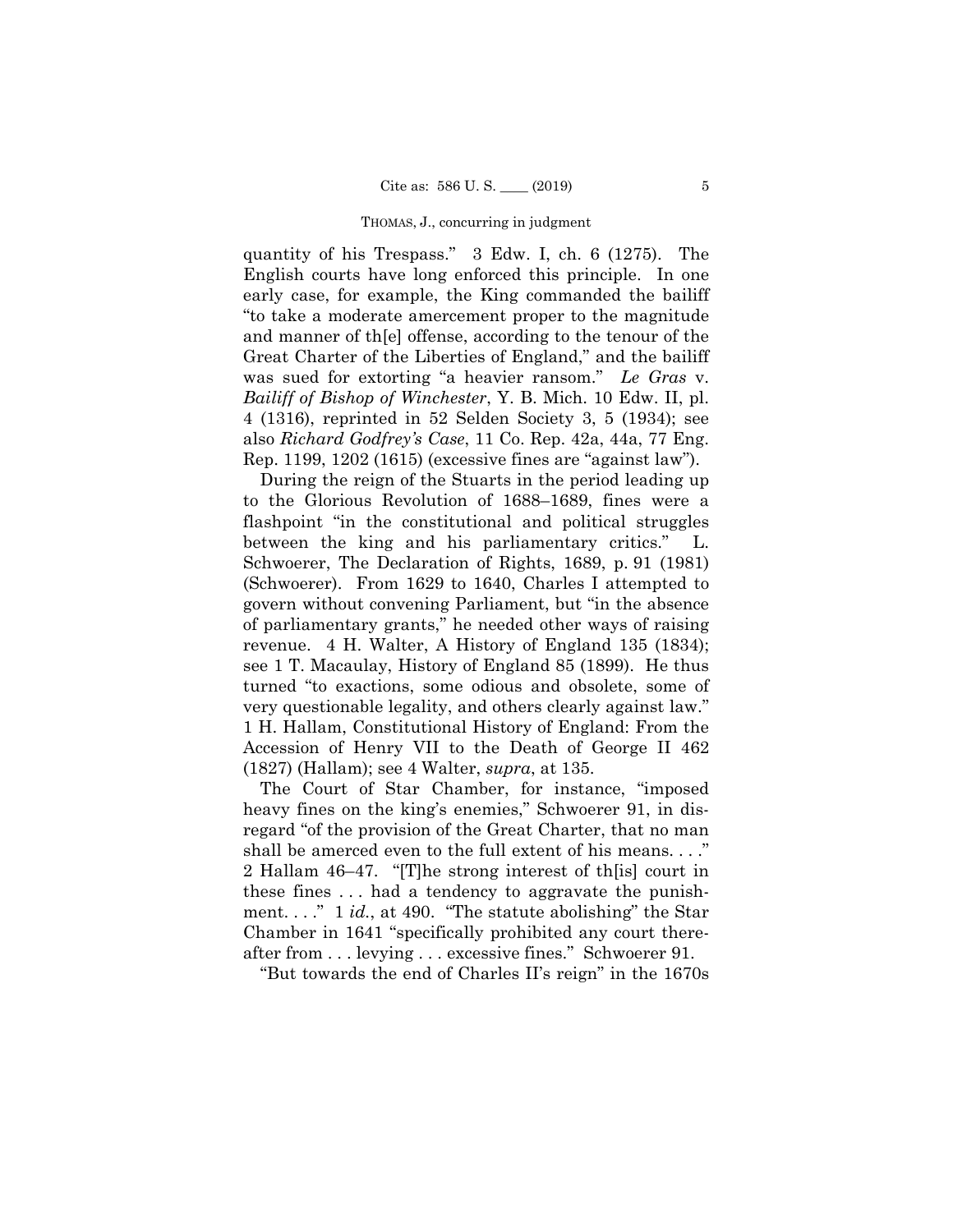quantity of his Trespass." 3 Edw. I, ch. 6 (1275). The English courts have long enforced this principle. In one early case, for example, the King commanded the bailiff "to take a moderate amercement proper to the magnitude and manner of th[e] offense, according to the tenour of the Great Charter of the Liberties of England," and the bailiff was sued for extorting "a heavier ransom." *Le Gras* v. *Bailiff of Bishop of Winchester*, Y. B. Mich. 10 Edw. II, pl. 4 (1316), reprinted in 52 Selden Society 3, 5 (1934); see also *Richard Godfrey's Case*, 11 Co. Rep. 42a, 44a, 77 Eng. Rep. 1199, 1202 (1615) (excessive fines are "against law").

During the reign of the Stuarts in the period leading up to the Glorious Revolution of 1688–1689, fines were a flashpoint "in the constitutional and political struggles between the king and his parliamentary critics." L. Schwoerer, The Declaration of Rights, 1689, p. 91 (1981) (Schwoerer). From 1629 to 1640, Charles I attempted to govern without convening Parliament, but "in the absence of parliamentary grants," he needed other ways of raising revenue. 4 H. Walter, A History of England 135 (1834); see 1 T. Macaulay, History of England 85 (1899). He thus turned "to exactions, some odious and obsolete, some of very questionable legality, and others clearly against law." 1 H. Hallam, Constitutional History of England: From the Accession of Henry VII to the Death of George II 462 (1827) (Hallam); see 4 Walter, *supra*, at 135.

The Court of Star Chamber, for instance, "imposed heavy fines on the king's enemies," Schwoerer 91, in disregard "of the provision of the Great Charter, that no man shall be amerced even to the full extent of his means. . . ." 2 Hallam 46–47. "[T]he strong interest of th[is] court in these fines . . . had a tendency to aggravate the punishment. . . ." 1 *id.*, at 490. "The statute abolishing" the Star Chamber in 1641 "specifically prohibited any court thereafter from . . . levying . . . excessive fines." Schwoerer 91.

"But towards the end of Charles II's reign" in the 1670s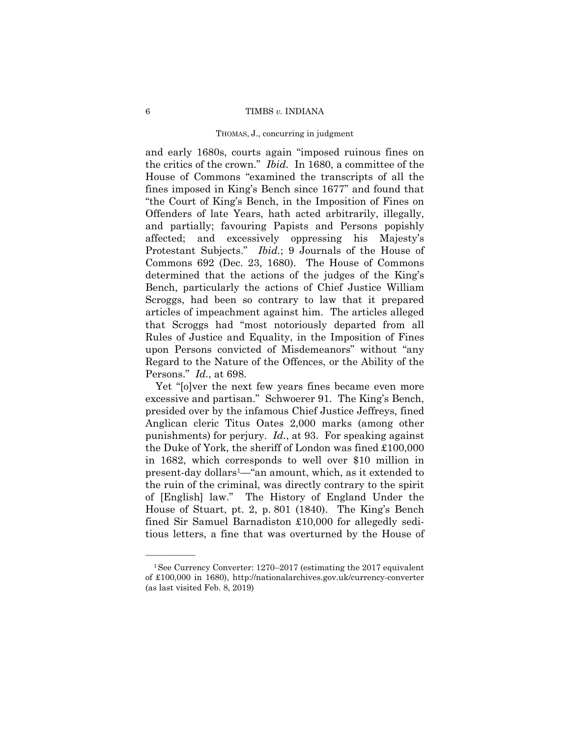and early 1680s, courts again "imposed ruinous fines on the critics of the crown." *Ibid.* In 1680, a committee of the House of Commons "examined the transcripts of all the fines imposed in King's Bench since 1677" and found that "the Court of King's Bench, in the Imposition of Fines on Offenders of late Years, hath acted arbitrarily, illegally, and partially; favouring Papists and Persons popishly affected; and excessively oppressing his Majesty's Protestant Subjects." *Ibid.*; 9 Journals of the House of Commons 692 (Dec. 23, 1680). The House of Commons determined that the actions of the judges of the King's Bench, particularly the actions of Chief Justice William Scroggs, had been so contrary to law that it prepared articles of impeachment against him. The articles alleged that Scroggs had "most notoriously departed from all Rules of Justice and Equality, in the Imposition of Fines upon Persons convicted of Misdemeanors" without "any Regard to the Nature of the Offences, or the Ability of the Persons." *Id.*, at 698.

Yet "[o]ver the next few years fines became even more excessive and partisan." Schwoerer 91. The King's Bench, presided over by the infamous Chief Justice Jeffreys, fined Anglican cleric Titus Oates 2,000 marks (among other punishments) for perjury. *Id.*, at 93. For speaking against the Duke of York, the sheriff of London was fined £100,000 in 1682, which corresponds to well over $10 million in present-day dollars[1]—"an amount, which, as it extended to the ruin of the criminal, was directly contrary to the spirit of [English] law." The History of England Under the House of Stuart, pt. 2, p. 801 (1840). The King's Bench fined Sir Samuel Barnadiston £10,000 for allegedly seditious letters, a fine that was overturned by the House of

---

[1] See Currency Converter: 1270–2017 (estimating the 2017 equivalent of £100,000 in 1680), http://nationalarchives.gov.uk/currency-converter (as last visited Feb. 8, 2019)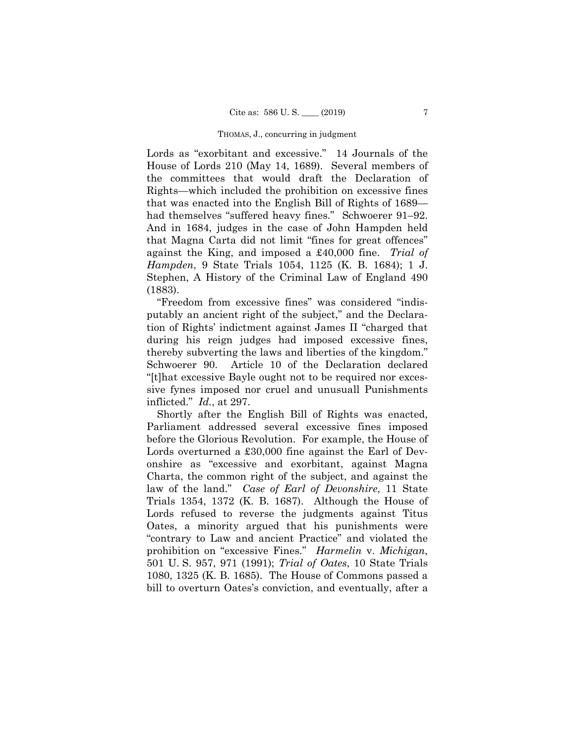Lords as "exorbitant and excessive." 14 Journals of the House of Lords 210 (May 14, 1689). Several members of the committees that would draft the Declaration of Rights—which included the prohibition on excessive fines that was enacted into the English Bill of Rights of 1689—had themselves "suffered heavy fines." Schwoerer 91–92. And in 1684, judges in the case of John Hampden held that Magna Carta did not limit "fines for great offences" against the King, and imposed a £40,000 fine. *Trial of Hampden*, 9 State Trials 1054, 1125 (K. B. 1684); 1 J. Stephen, A History of the Criminal Law of England 490 (1883).

"Freedom from excessive fines" was considered "indisputably an ancient right of the subject," and the Declaration of Rights' indictment against James II "charged that during his reign judges had imposed excessive fines, thereby subverting the laws and liberties of the kingdom." Schwoerer 90. Article 10 of the Declaration declared "[t]hat excessive Bayle ought not to be required nor excessive fynes imposed nor cruel and unusuall Punishments inflicted." *Id.*, at 297.

Shortly after the English Bill of Rights was enacted, Parliament addressed several excessive fines imposed before the Glorious Revolution. For example, the House of Lords overturned a £30,000 fine against the Earl of Devonshire as "excessive and exorbitant, against Magna Charta, the common right of the subject, and against the law of the land." *Case of Earl of Devonshire*, 11 State Trials 1354, 1372 (K. B. 1687). Although the House of Lords refused to reverse the judgments against Titus Oates, a minority argued that his punishments were "contrary to Law and ancient Practice" and violated the prohibition on "excessive Fines." *Harmelin* v. *Michigan*, 501 U. S. 957, 971 (1991); *Trial of Oates*, 10 State Trials 1080, 1325 (K. B. 1685). The House of Commons passed a bill to overturn Oates's conviction, and eventually, after a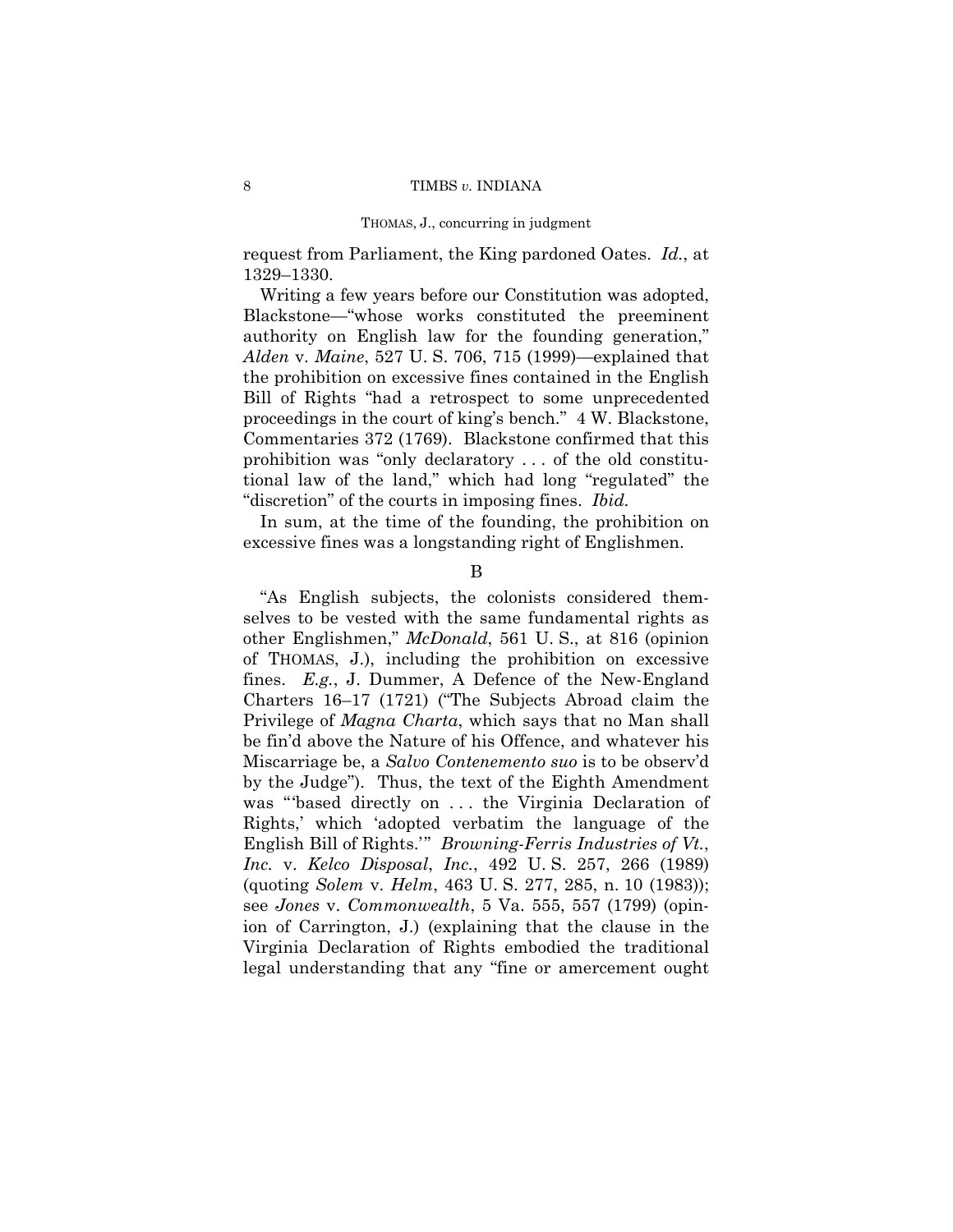request from Parliament, the King pardoned Oates. *Id.*, at 1329–1330.

Writing a few years before our Constitution was adopted, Blackstone—"whose works constituted the preeminent authority on English law for the founding generation," *Alden* v. *Maine*, 527 U. S. 706, 715 (1999)—explained that the prohibition on excessive fines contained in the English Bill of Rights "had a retrospect to some unprecedented proceedings in the court of king's bench." 4 W. Blackstone, Commentaries 372 (1769). Blackstone confirmed that this prohibition was "only declaratory . . . of the old constitutional law of the land," which had long "regulated" the "discretion" of the courts in imposing fines. *Ibid.*

In sum, at the time of the founding, the prohibition on excessive fines was a longstanding right of Englishmen.

B

"As English subjects, the colonists considered themselves to be vested with the same fundamental rights as other Englishmen," *McDonald*, 561 U. S., at 816 (opinion of THOMAS, J.), including the prohibition on excessive fines. *E.g.*, J. Dummer, A Defence of the New-England Charters 16–17 (1721) ("The Subjects Abroad claim the Privilege of *Magna Charta*, which says that no Man shall be fin'd above the Nature of his Offence, and whatever his Miscarriage be, a *Salvo Contenemento suo* is to be observ'd by the Judge"). Thus, the text of the Eighth Amendment was "'based directly on . . . the Virginia Declaration of Rights,' which 'adopted verbatim the language of the English Bill of Rights.'" *Browning-Ferris Industries of Vt., Inc.* v. *Kelco Disposal, Inc.*, 492 U. S. 257, 266 (1989) (quoting *Solem* v. *Helm*, 463 U. S. 277, 285, n. 10 (1983)); see *Jones* v. *Commonwealth*, 5 Va. 555, 557 (1799) (opinion of Carrington, J.) (explaining that the clause in the Virginia Declaration of Rights embodied the traditional legal understanding that any "fine or amercement ought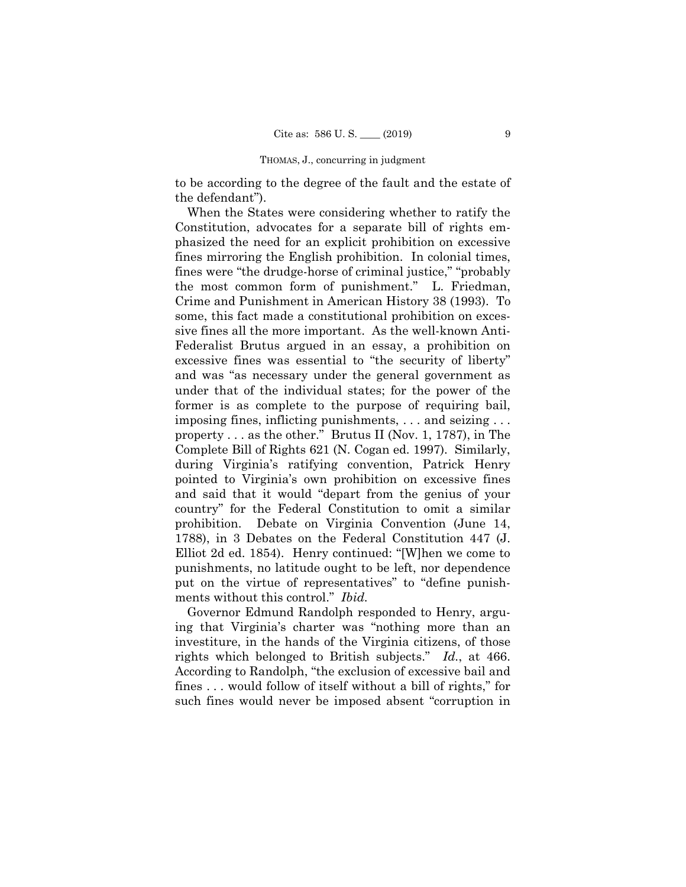to be according to the degree of the fault and the estate of the defendant").

When the States were considering whether to ratify the Constitution, advocates for a separate bill of rights emphasized the need for an explicit prohibition on excessive fines mirroring the English prohibition. In colonial times, fines were "the drudge-horse of criminal justice," "probably the most common form of punishment." L. Friedman, Crime and Punishment in American History 38 (1993). To some, this fact made a constitutional prohibition on excessive fines all the more important. As the well-known Anti-Federalist Brutus argued in an essay, a prohibition on excessive fines was essential to "the security of liberty" and was "as necessary under the general government as under that of the individual states; for the power of the former is as complete to the purpose of requiring bail, imposing fines, inflicting punishments, . . . and seizing . . . property . . . as the other." Brutus II (Nov. 1, 1787), in The Complete Bill of Rights 621 (N. Cogan ed. 1997). Similarly, during Virginia's ratifying convention, Patrick Henry pointed to Virginia's own prohibition on excessive fines and said that it would "depart from the genius of your country" for the Federal Constitution to omit a similar prohibition. Debate on Virginia Convention (June 14, 1788), in 3 Debates on the Federal Constitution 447 (J. Elliot 2d ed. 1854). Henry continued: "[W]hen we come to punishments, no latitude ought to be left, nor dependence put on the virtue of representatives" to "define punishments without this control." *Ibid.*

Governor Edmund Randolph responded to Henry, arguing that Virginia's charter was "nothing more than an investiture, in the hands of the Virginia citizens, of those rights which belonged to British subjects." *Id.*, at 466. According to Randolph, "the exclusion of excessive bail and fines . . . would follow of itself without a bill of rights," for such fines would never be imposed absent "corruption in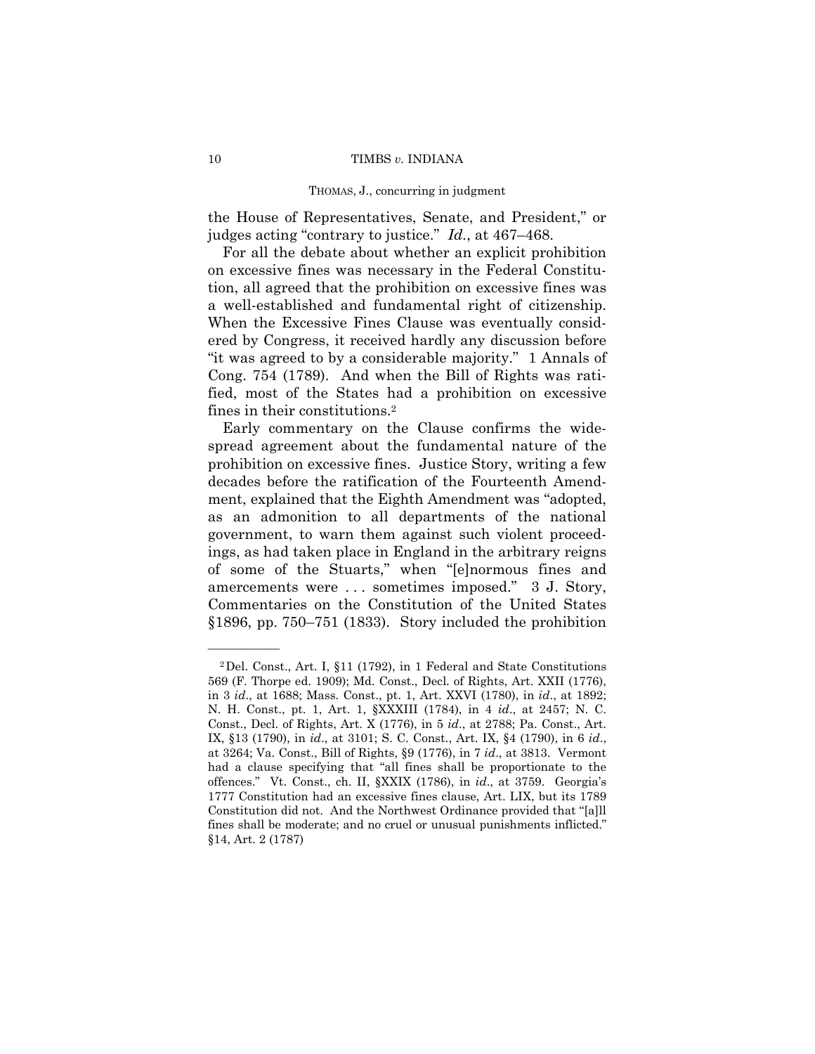the House of Representatives, Senate, and President," or judges acting "contrary to justice." *Id.*, at 467–468.

For all the debate about whether an explicit prohibition on excessive fines was necessary in the Federal Constitution, all agreed that the prohibition on excessive fines was a well-established and fundamental right of citizenship. When the Excessive Fines Clause was eventually considered by Congress, it received hardly any discussion before "it was agreed to by a considerable majority." 1 Annals of Cong. 754 (1789). And when the Bill of Rights was ratified, most of the States had a prohibition on excessive fines in their constitutions.[2]

Early commentary on the Clause confirms the widespread agreement about the fundamental nature of the prohibition on excessive fines. Justice Story, writing a few decades before the ratification of the Fourteenth Amendment, explained that the Eighth Amendment was "adopted, as an admonition to all departments of the national government, to warn them against such violent proceedings, as had taken place in England in the arbitrary reigns of some of the Stuarts," when "[e]normous fines and amercements were . . . sometimes imposed." 3 J. Story, Commentaries on the Constitution of the United States §1896, pp. 750–751 (1833). Story included the prohibition

---

[2] Del. Const., Art. I, §11 (1792), in 1 Federal and State Constitutions 569 (F. Thorpe ed. 1909); Md. Const., Decl. of Rights, Art. XXII (1776), in 3 *id*., at 1688; Mass. Const., pt. 1, Art. XXVI (1780), in *id*., at 1892; N. H. Const., pt. 1, Art. 1, §XXXIII (1784), in 4 *id*., at 2457; N. C. Const., Decl. of Rights, Art. X (1776), in 5 *id*., at 2788; Pa. Const., Art. IX, §13 (1790), in *id*., at 3101; S. C. Const., Art. IX, §4 (1790), in 6 *id*., at 3264; Va. Const., Bill of Rights, §9 (1776), in 7 *id*., at 3813. Vermont had a clause specifying that "all fines shall be proportionate to the offences." Vt. Const., ch. II, §XXIX (1786), in *id*., at 3759. Georgia's 1777 Constitution had an excessive fines clause, Art. LIX, but its 1789 Constitution did not. And the Northwest Ordinance provided that "[a]ll fines shall be moderate; and no cruel or unusual punishments inflicted." §14, Art. 2 (1787)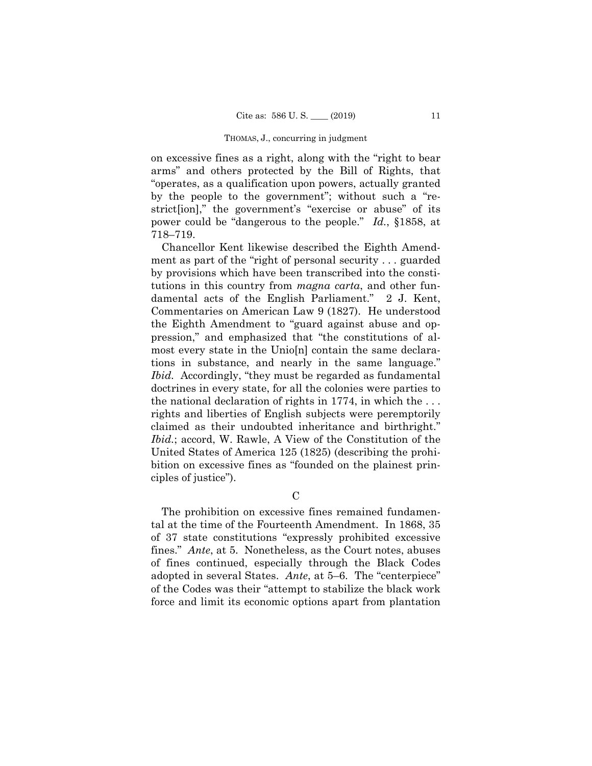on excessive fines as a right, along with the "right to bear arms" and others protected by the Bill of Rights, that "operates, as a qualification upon powers, actually granted by the people to the government"; without such a "restrict[ion]," the government's "exercise or abuse" of its power could be "dangerous to the people." *Id.*, §1858, at 718–719.

Chancellor Kent likewise described the Eighth Amendment as part of the "right of personal security . . . guarded by provisions which have been transcribed into the constitutions in this country from *magna carta*, and other fundamental acts of the English Parliament." 2 J. Kent, Commentaries on American Law 9 (1827). He understood the Eighth Amendment to "guard against abuse and oppression," and emphasized that "the constitutions of almost every state in the Unio[n] contain the same declarations in substance, and nearly in the same language." *Ibid.* Accordingly, "they must be regarded as fundamental doctrines in every state, for all the colonies were parties to the national declaration of rights in 1774, in which the . . . rights and liberties of English subjects were peremptorily claimed as their undoubted inheritance and birthright." *Ibid.*; accord, W. Rawle, A View of the Constitution of the United States of America 125 (1825) (describing the prohibition on excessive fines as "founded on the plainest principles of justice").

C

The prohibition on excessive fines remained fundamental at the time of the Fourteenth Amendment. In 1868, 35 of 37 state constitutions "expressly prohibited excessive fines." *Ante*, at 5. Nonetheless, as the Court notes, abuses of fines continued, especially through the Black Codes adopted in several States. *Ante*, at 5–6. The "centerpiece" of the Codes was their "attempt to stabilize the black work force and limit its economic options apart from plantation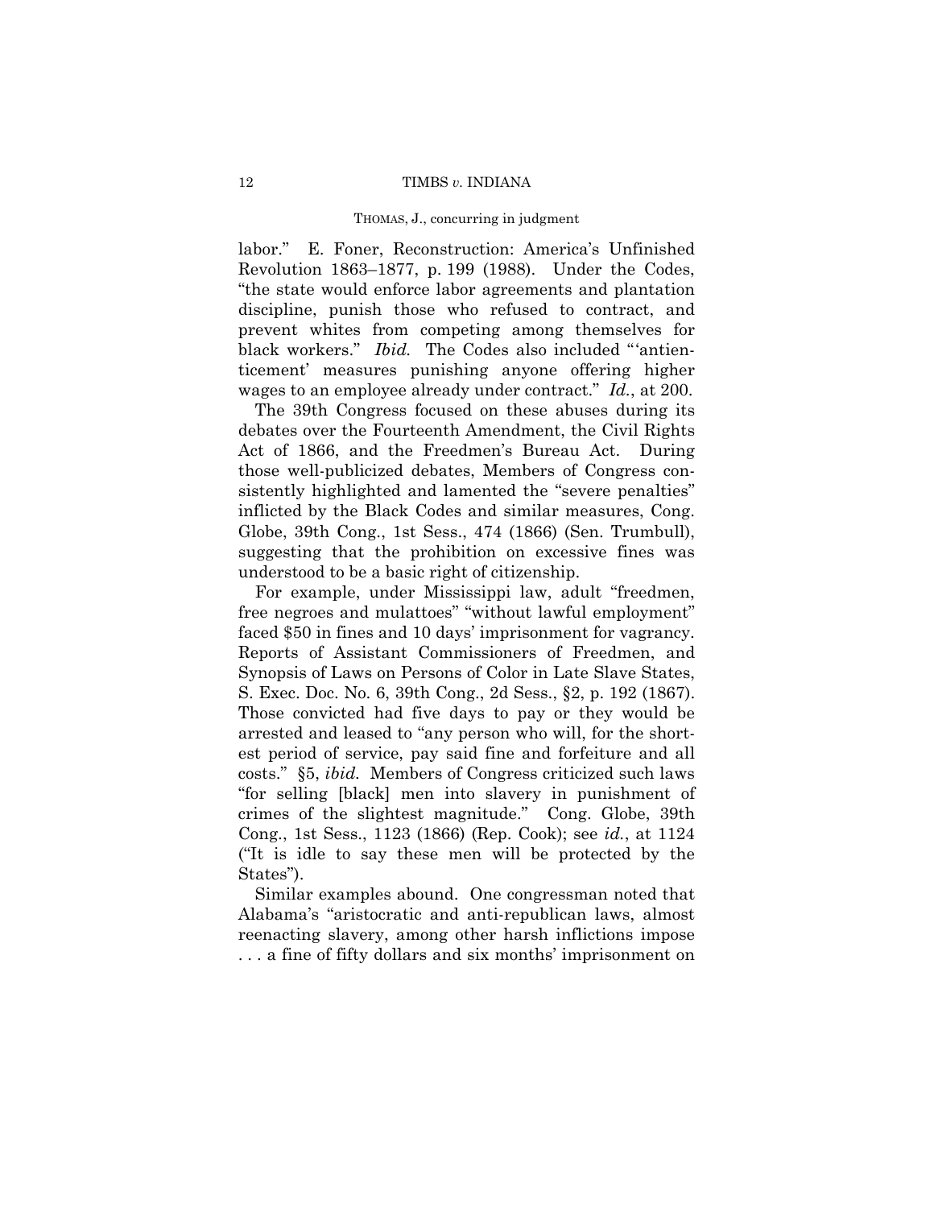labor." E. Foner, Reconstruction: America's Unfinished Revolution 1863–1877, p. 199 (1988). Under the Codes, "the state would enforce labor agreements and plantation discipline, punish those who refused to contract, and prevent whites from competing among themselves for black workers." *Ibid.* The Codes also included "'antienticement' measures punishing anyone offering higher wages to an employee already under contract." *Id.*, at 200.

The 39th Congress focused on these abuses during its debates over the Fourteenth Amendment, the Civil Rights Act of 1866, and the Freedmen's Bureau Act. During those well-publicized debates, Members of Congress consistently highlighted and lamented the "severe penalties" inflicted by the Black Codes and similar measures, Cong. Globe, 39th Cong., 1st Sess., 474 (1866) (Sen. Trumbull), suggesting that the prohibition on excessive fines was understood to be a basic right of citizenship.

For example, under Mississippi law, adult "freedmen, free negroes and mulattoes" "without lawful employment" faced \$50 in fines and 10 days' imprisonment for vagrancy. Reports of Assistant Commissioners of Freedmen, and Synopsis of Laws on Persons of Color in Late Slave States, S. Exec. Doc. No. 6, 39th Cong., 2d Sess., §2, p. 192 (1867). Those convicted had five days to pay or they would be arrested and leased to "any person who will, for the shortest period of service, pay said fine and forfeiture and all costs." §5, *ibid.* Members of Congress criticized such laws "for selling [black] men into slavery in punishment of crimes of the slightest magnitude." Cong. Globe, 39th Cong., 1st Sess., 1123 (1866) (Rep. Cook); see *id.*, at 1124 ("It is idle to say these men will be protected by the States").

Similar examples abound. One congressman noted that Alabama's "aristocratic and anti-republican laws, almost reenacting slavery, among other harsh inflictions impose . . . a fine of fifty dollars and six months' imprisonment on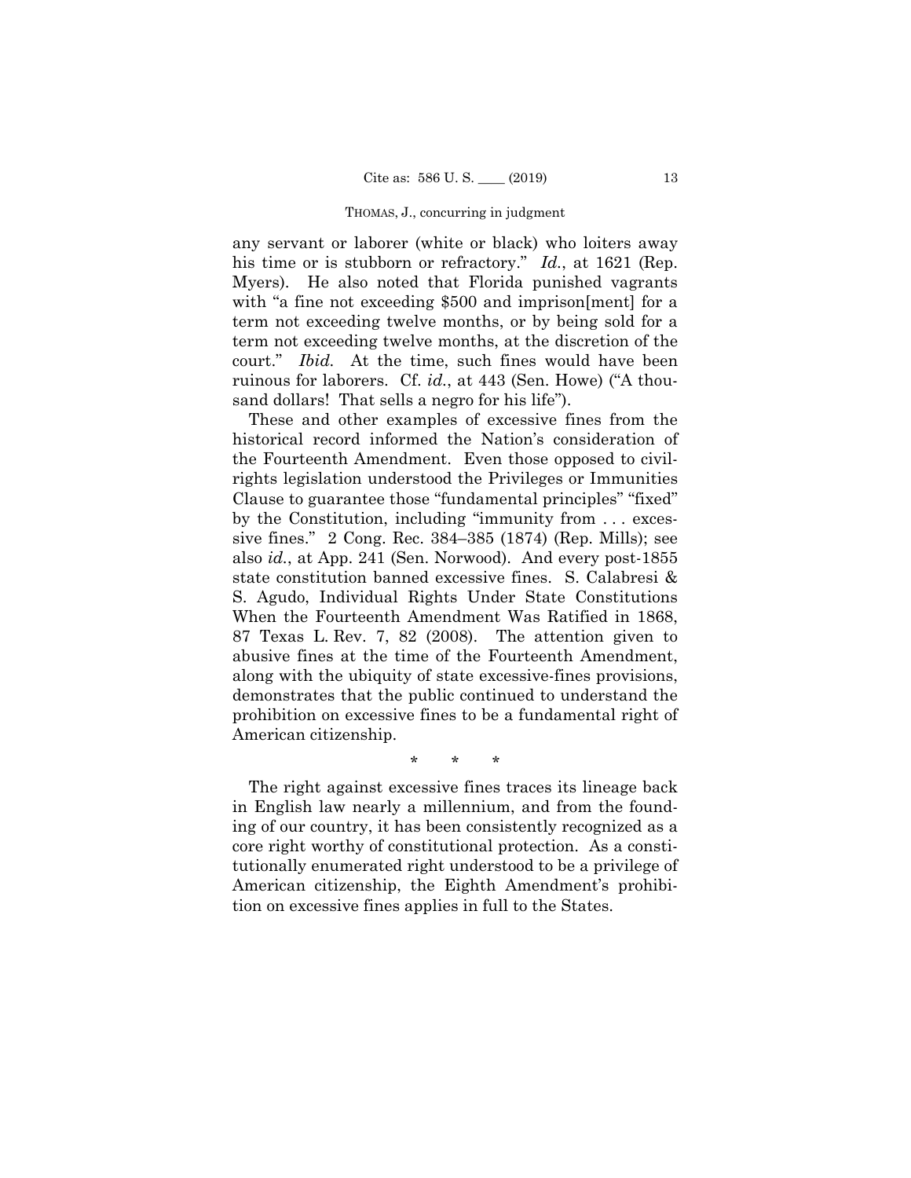any servant or laborer (white or black) who loiters away his time or is stubborn or refractory." *Id.*, at 1621 (Rep. Myers). He also noted that Florida punished vagrants with "a fine not exceeding $500 and imprison[ment] for a term not exceeding twelve months, or by being sold for a term not exceeding twelve months, at the discretion of the court." *Ibid.* At the time, such fines would have been ruinous for laborers. Cf. *id.*, at 443 (Sen. Howe) ("A thousand dollars! That sells a negro for his life").

These and other examples of excessive fines from the historical record informed the Nation's consideration of the Fourteenth Amendment. Even those opposed to civil-rights legislation understood the Privileges or Immunities Clause to guarantee those "fundamental principles" "fixed" by the Constitution, including "immunity from . . . excessive fines." 2 Cong. Rec. 384–385 (1874) (Rep. Mills); see also *id.*, at App. 241 (Sen. Norwood). And every post-1855 state constitution banned excessive fines. S. Calabresi & S. Agudo, Individual Rights Under State Constitutions When the Fourteenth Amendment Was Ratified in 1868, 87 Texas L. Rev. 7, 82 (2008). The attention given to abusive fines at the time of the Fourteenth Amendment, along with the ubiquity of state excessive-fines provisions, demonstrates that the public continued to understand the prohibition on excessive fines to be a fundamental right of American citizenship.

\* \* \*

The right against excessive fines traces its lineage back in English law nearly a millennium, and from the founding of our country, it has been consistently recognized as a core right worthy of constitutional protection. As a constitutionally enumerated right understood to be a privilege of American citizenship, the Eighth Amendment's prohibition on excessive fines applies in full to the States.